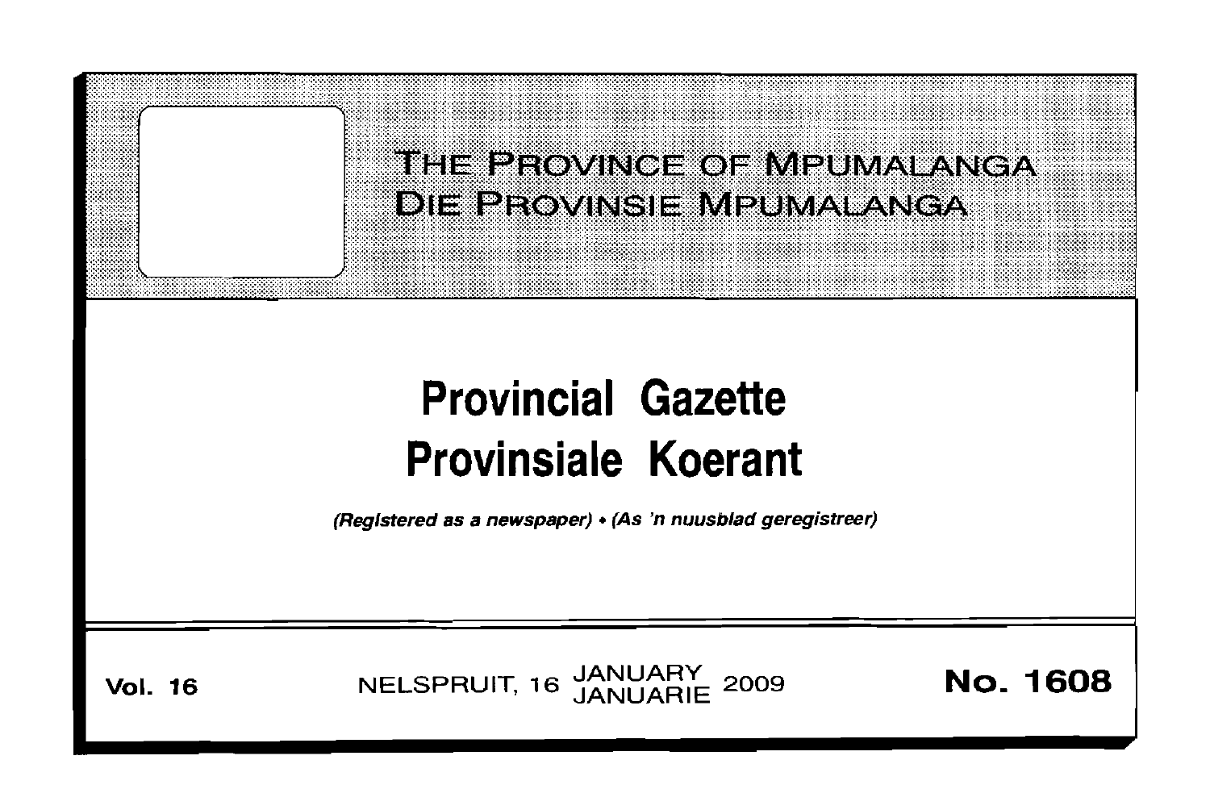# THE PROVINCE OF MPUMALANGA
# DIE PROVINSIE MPUMALANGA

# Provincial Gazette
# Provinsiale Koerant

*(Registered as a newspaper)* • *(As 'n nuusblad geregistreer)*

**Vol. 16** NELSPRUIT, 16 JANUARY JANUARIE 2009 **No. 1608**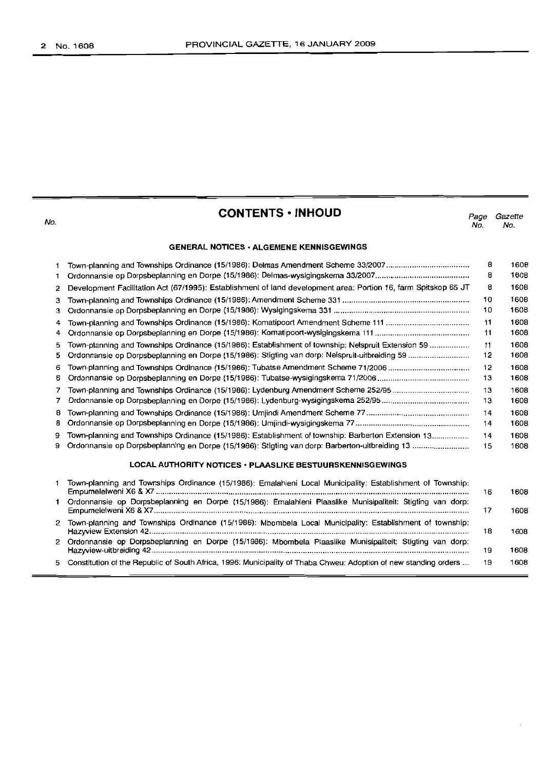## CONTENTS • INHOUD

| No. | | Page No. | Gazette No. |
|---|---|---|---|
| | **GENERAL NOTICES • ALGEMENE KENNISGEWINGS** | | |
| 1 | Town-planning and Townships Ordinance (15/1986): Delmas Amendment Scheme 33/2007 | 8 | 1608 |
| 1 | Ordonnansie op Dorpsbeplanning en Dorpe (15/1986): Delmas-wysigingskema 33/2007 | 8 | 1608 |
| 2 | Development Facilitation Act (67/1995): Establishment of land development area: Portion 16, farm Spitskop 65 JT | 8 | 1608 |
| 3 | Town-planning and Townships Ordinance (15/1986): Amendment Scheme 331 | 10 | 1608 |
| 3 | Ordonnansie op Dorpsbeplanning en Dorpe (15/1986): Wysigingskema 331 | 10 | 1608 |
| 4 | Town-planning and Townships Ordinance (15/1986): Komatipoort Amendment Scheme 111 | 11 | 1608 |
| 4 | Ordonnansie op Dorpsbeplanning en Dorpe (15/1986): Komatipoort-wysigingskema 111 | 11 | 1608 |
| 5 | Town-planning and Townships Ordinance (15/1986): Establishment of township: Nelspruit Extension 59 | 11 | 1608 |
| 5 | Ordonnansie op Dorpsbeplanning en Dorpe (15/1986): Stigting van dorp: Nelspruit-uitbreiding 59 | 12 | 1608 |
| 6 | Town-planning and Townships Ordinance (15/1986): Tubatse Amendment Scheme 71/2006 | 12 | 1608 |
| 6 | Ordonnansie op Dorpsbeplanning en Dorpe (15/1986): Tubatse-wysigingskema 71/2006 | 13 | 1608 |
| 7 | Town-planning and Townships Ordinance (15/1986): Lydenburg Amendment Scheme 252/95 | 13 | 1608 |
| 7 | Ordonnansie op Dorpsbeplanning en Dorpe (15/1986): Lydenburg-wysigingskema 252/95 | 13 | 1608 |
| 8 | Town-planning and Townships Ordinance (15/1986): Umjindi Amendment Scheme 77 | 14 | 1608 |
| 8 | Ordonnansie op Dorpsbeplanning en Dorpe (15/1986): Umjindi-wysigingskema 77 | 14 | 1608 |
| 9 | Town-planning and Townships Ordinance (15/1986): Establishment of township: Barberton Extension 13 | 14 | 1608 |
| 9 | Ordonnansie op Dorpsbeplanning en Dorpe (15/1986): Stigting van dorp: Barberton-uitbreiding 13 | 15 | 1608 |
| | **LOCAL AUTHORITY NOTICES • PLAASLIKE BESTUURSKENNISGEWINGS** | | |
| 1 | Town-planning and Townships Ordinance (15/1986): Emalahleni Local Municipality: Establishment of Township: Empumelelweni X6 & X7 | 16 | 1608 |
| 1 | Ordonnansie op Dorpsbeplanning en Dorpe (15/1986): Emalahleni Plaaslike Munisipaliteit: Stigting van dorp: Empumelelweni X6 & X7 | 17 | 1608 |
| 2 | Town-planning and Townships Ordinance (15/1986): Mbombela Local Municipality: Establishment of township: Hazyview Extension 42 | 18 | 1608 |
| 2 | Ordonnansie op Dorpsbeplanning en Dorpe (15/1986): Mbombela Plaaslike Munisipaliteit: Stigting van dorp: Hazyview-uitbreiding 42 | 19 | 1608 |
| 5 | Constitution of the Republic of South Africa, 1996: Municipality of Thaba Chweu: Adoption of new standing orders | 19 | 1608 |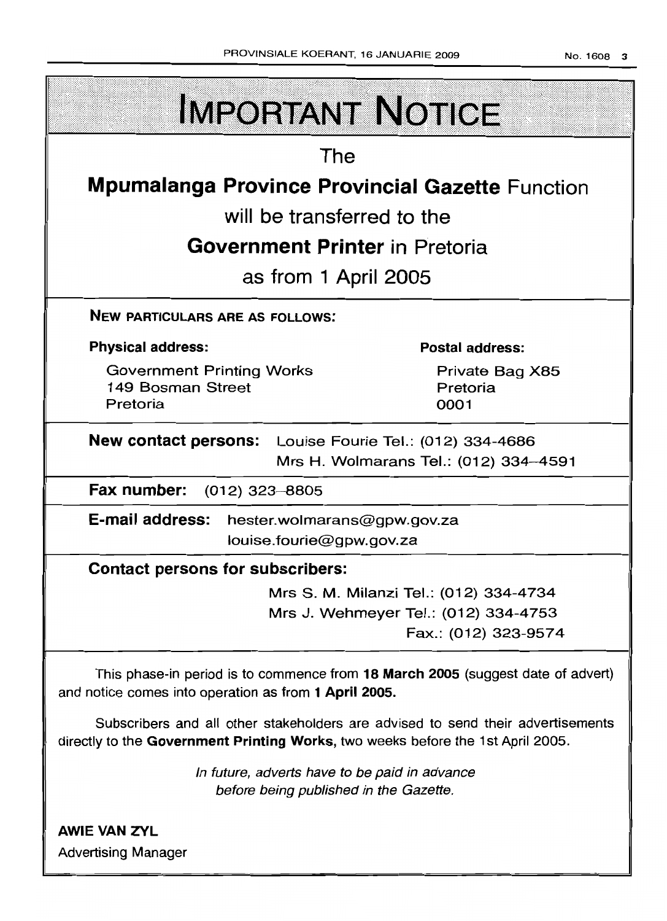# IMPORTANT NOTICE

The

**Mpumalanga Province Provincial Gazette** Function

will be transferred to the

**Government Printer** in Pretoria

as from 1 April 2005

**NEW PARTICULARS ARE AS FOLLOWS:**

**Physical address:**

Government Printing Works
149 Bosman Street
Pretoria

**Postal address:**

Private Bag X85
Pretoria
0001

**New contact persons:** Louise Fourie Tel.: (012) 334-4686
Mrs H. Wolmarans Tel.: (012) 334–4591

**Fax number:** (012) 323–8805

**E-mail address:** hester.wolmarans@gpw.gov.za
louise.fourie@gpw.gov.za

**Contact persons for subscribers:**

Mrs S. M. Milanzi Tel.: (012) 334-4734
Mrs J. Wehmeyer Tel.: (012) 334-4753
Fax.: (012) 323-9574

This phase-in period is to commence from **18 March 2005** (suggest date of advert) and notice comes into operation as from **1 April 2005.**

Subscribers and all other stakeholders are advised to send their advertisements directly to the **Government Printing Works,** two weeks before the 1st April 2005.

*In future, adverts have to be paid in advance before being published in the Gazette.*

**AWIE VAN ZYL**
Advertising Manager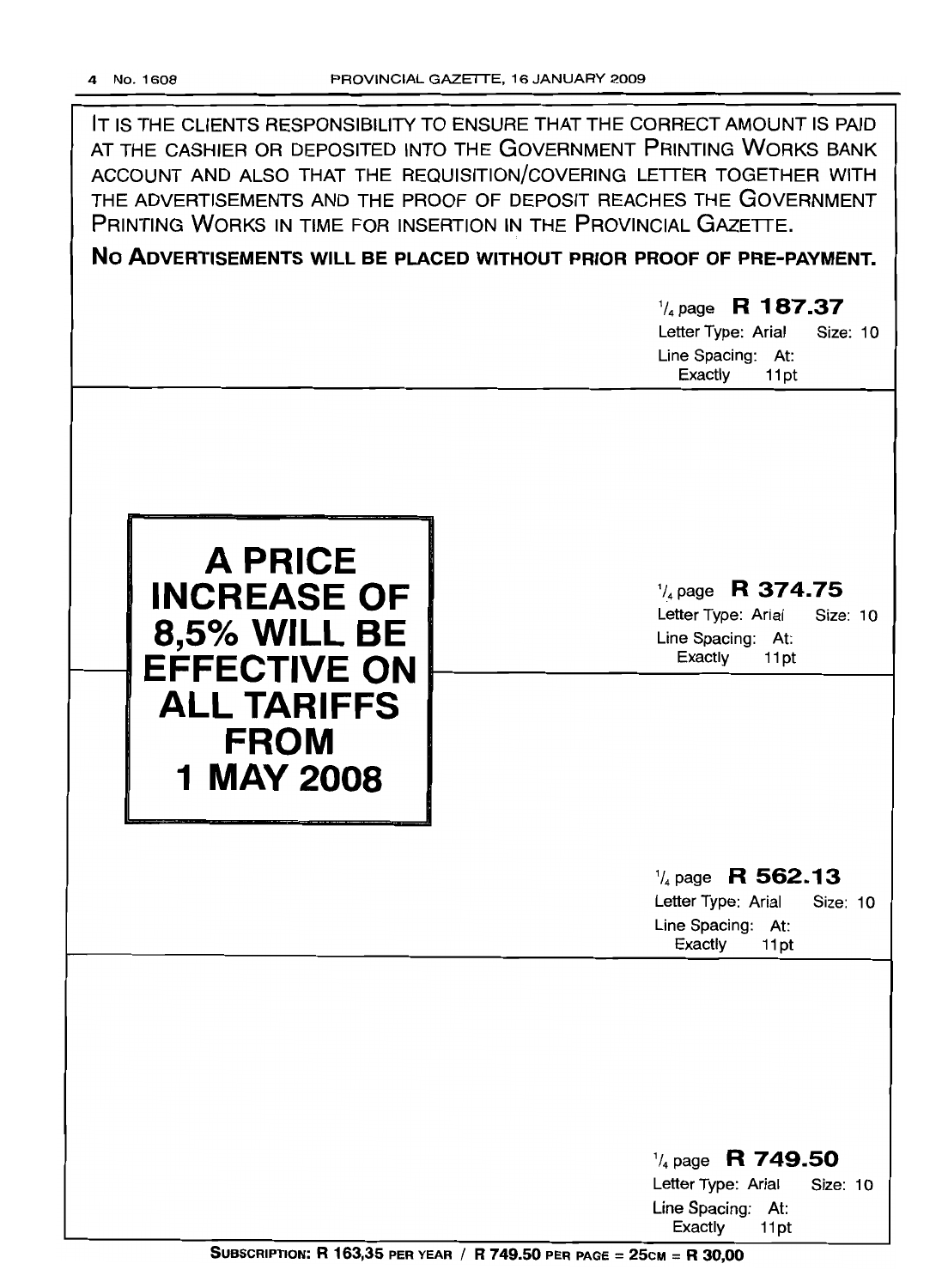IT IS THE CLIENTS RESPONSIBILITY TO ENSURE THAT THE CORRECT AMOUNT IS PAID AT THE CASHIER OR DEPOSITED INTO THE GOVERNMENT PRINTING WORKS BANK ACCOUNT AND ALSO THAT THE REQUISITION/COVERING LETTER TOGETHER WITH THE ADVERTISEMENTS AND THE PROOF OF DEPOSIT REACHES THE GOVERNMENT PRINTING WORKS IN TIME FOR INSERTION IN THE PROVINCIAL GAZETTE.

**NO ADVERTISEMENTS WILL BE PLACED WITHOUT PRIOR PROOF OF PRE-PAYMENT.**

¼ page **R 187.37**
Letter Type: Arial Size: 10
Line Spacing: At: Exactly 11pt

**A PRICE INCREASE OF 8,5% WILL BE EFFECTIVE ON ALL TARIFFS FROM 1 MAY 2008**

¼ page **R 374.75**
Letter Type: Arial Size: 10
Line Spacing: At: Exactly 11pt

¼ page **R 562.13**
Letter Type: Arial Size: 10
Line Spacing: At: Exactly 11pt

¼ page **R 749.50**
Letter Type: Arial Size: 10
Line Spacing: At: Exactly 11pt

**SUBSCRIPTION: R 163,35 PER YEAR / R 749.50 PER PAGE = 25CM = R 30,00**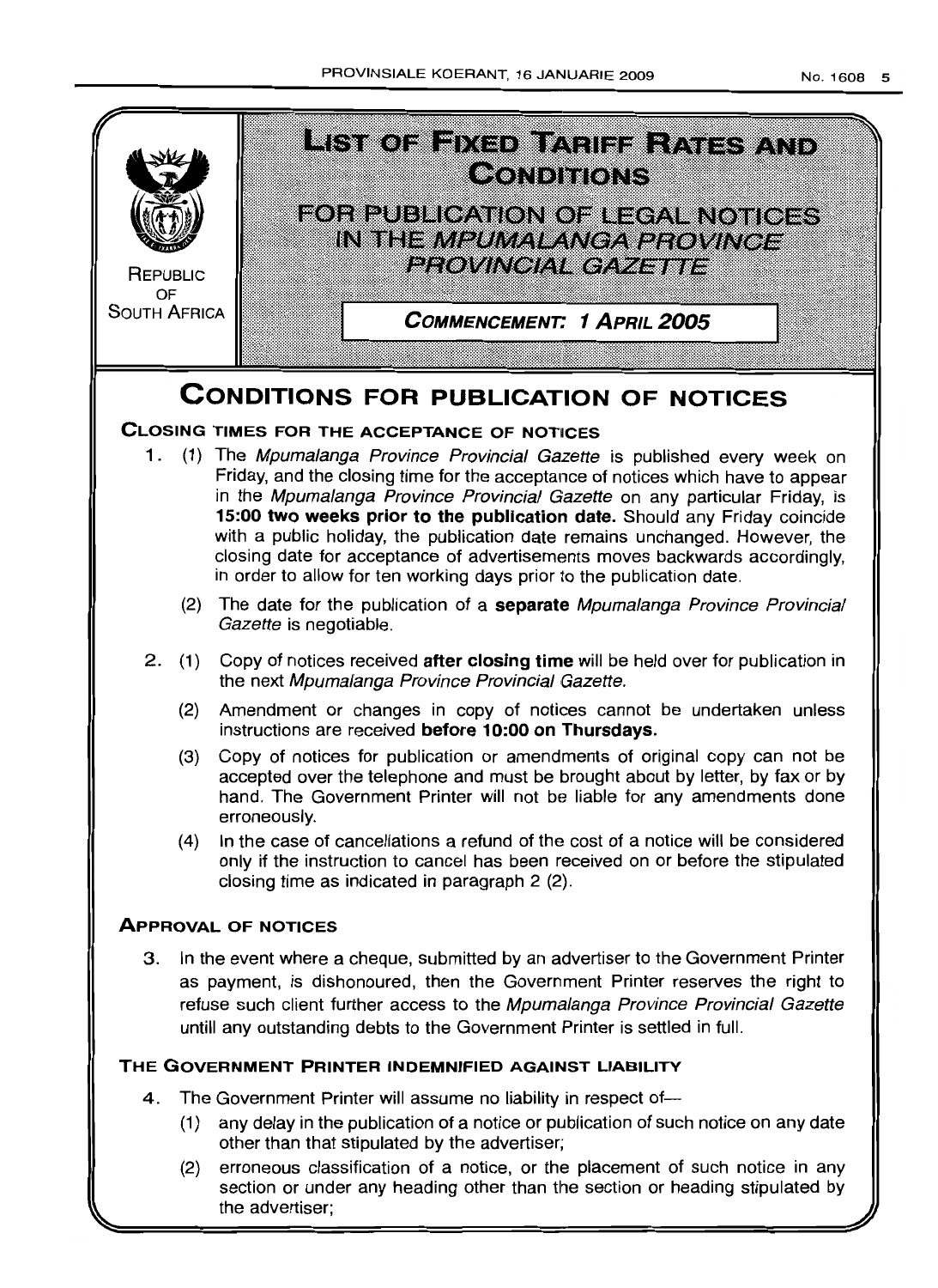REPUBLIC OF SOUTH AFRICA

# LIST OF FIXED TARIFF RATES AND CONDITIONS

## FOR PUBLICATION OF LEGAL NOTICES IN THE *MPUMALANGA PROVINCE PROVINCIAL GAZETTE*

**COMMENCEMENT: 1 APRIL 2005**

# CONDITIONS FOR PUBLICATION OF NOTICES

### CLOSING TIMES FOR THE ACCEPTANCE OF NOTICES

1. (1) The *Mpumalanga Province Provincial Gazette* is published every week on Friday, and the closing time for the acceptance of notices which have to appear in the *Mpumalanga Province Provincial Gazette* on any particular Friday, is **15:00 two weeks prior to the publication date.** Should any Friday coincide with a public holiday, the publication date remains unchanged. However, the closing date for acceptance of advertisements moves backwards accordingly, in order to allow for ten working days prior to the publication date.

   (2) The date for the publication of a **separate** *Mpumalanga Province Provincial Gazette* is negotiable.

2. (1) Copy of notices received **after closing time** will be held over for publication in the next *Mpumalanga Province Provincial Gazette.*

   (2) Amendment or changes in copy of notices cannot be undertaken unless instructions are received **before 10:00 on Thursdays.**

   (3) Copy of notices for publication or amendments of original copy can not be accepted over the telephone and must be brought about by letter, by fax or by hand. The Government Printer will not be liable for any amendments done erroneously.

   (4) In the case of cancellations a refund of the cost of a notice will be considered only if the instruction to cancel has been received on or before the stipulated closing time as indicated in paragraph 2 (2).

### APPROVAL OF NOTICES

3. In the event where a cheque, submitted by an advertiser to the Government Printer as payment, is dishonoured, then the Government Printer reserves the right to refuse such client further access to the *Mpumalanga Province Provincial Gazette* untill any outstanding debts to the Government Printer is settled in full.

### THE GOVERNMENT PRINTER INDEMNIFIED AGAINST LIABILITY

4. The Government Printer will assume no liability in respect of—

   (1) any delay in the publication of a notice or publication of such notice on any date other than that stipulated by the advertiser;

   (2) erroneous classification of a notice, or the placement of such notice in any section or under any heading other than the section or heading stipulated by the advertiser;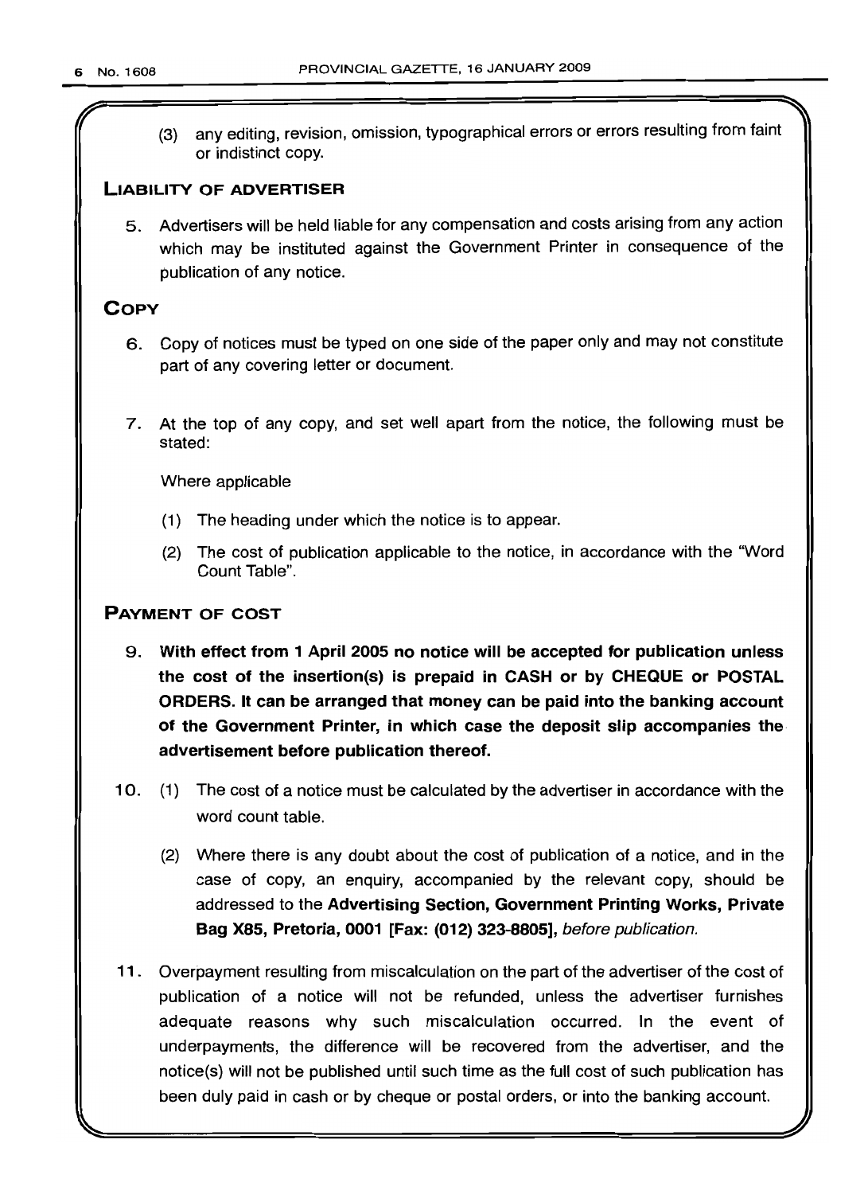(3) any editing, revision, omission, typographical errors or errors resulting from faint or indistinct copy.

## Liability of Advertiser

5. Advertisers will be held liable for any compensation and costs arising from any action which may be instituted against the Government Printer in consequence of the publication of any notice.

## Copy

6. Copy of notices must be typed on one side of the paper only and may not constitute part of any covering letter or document.

7. At the top of any copy, and set well apart from the notice, the following must be stated:

   Where applicable

   (1) The heading under which the notice is to appear.

   (2) The cost of publication applicable to the notice, in accordance with the "Word Count Table".

## Payment of Cost

9. **With effect from 1 April 2005 no notice will be accepted for publication unless the cost of the insertion(s) is prepaid in CASH or by CHEQUE or POSTAL ORDERS. It can be arranged that money can be paid into the banking account of the Government Printer, in which case the deposit slip accompanies the advertisement before publication thereof.**

10. (1) The cost of a notice must be calculated by the advertiser in accordance with the word count table.

    (2) Where there is any doubt about the cost of publication of a notice, and in the case of copy, an enquiry, accompanied by the relevant copy, should be addressed to the **Advertising Section, Government Printing Works, Private Bag X85, Pretoria, 0001 [Fax: (012) 323-8805]**, *before publication*.

11. Overpayment resulting from miscalculation on the part of the advertiser of the cost of publication of a notice will not be refunded, unless the advertiser furnishes adequate reasons why such miscalculation occurred. In the event of underpayments, the difference will be recovered from the advertiser, and the notice(s) will not be published until such time as the full cost of such publication has been duly paid in cash or by cheque or postal orders, or into the banking account.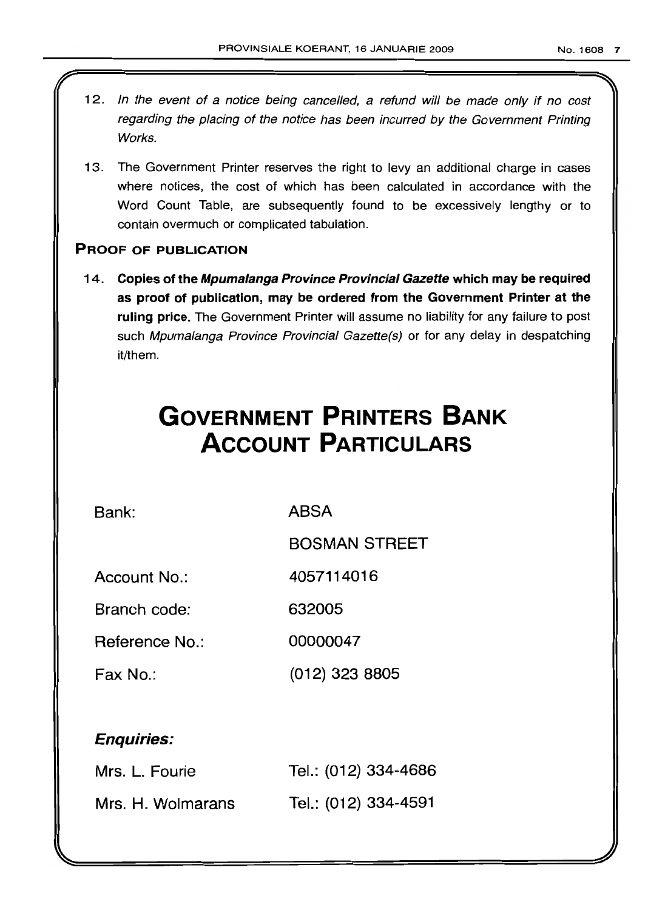12. *In the event of a notice being cancelled, a refund will be made only if no cost regarding the placing of the notice has been incurred by the Government Printing Works.*

13. The Government Printer reserves the right to levy an additional charge in cases where notices, the cost of which has been calculated in accordance with the Word Count Table, are subsequently found to be excessively lengthy or to contain overmuch or complicated tabulation.

### PROOF OF PUBLICATION

14. **Copies of the *Mpumalanga Province Provincial Gazette* which may be required as proof of publication, may be ordered from the Government Printer at the ruling price.** The Government Printer will assume no liability for any failure to post such *Mpumalanga Province Provincial Gazette(s)* or for any delay in despatching it/them.

# GOVERNMENT PRINTERS BANK ACCOUNT PARTICULARS

| | |
|---|---|
| Bank: | ABSA |
| | BOSMAN STREET |
| Account No.: | 4057114016 |
| Branch code: | 632005 |
| Reference No.: | 00000047 |
| Fax No.: | (012) 323 8805 |

### *Enquiries:*

| | |
|---|---|
| Mrs. L. Fourie | Tel.: (012) 334-4686 |
| Mrs. H. Wolmarans | Tel.: (012) 334-4591 |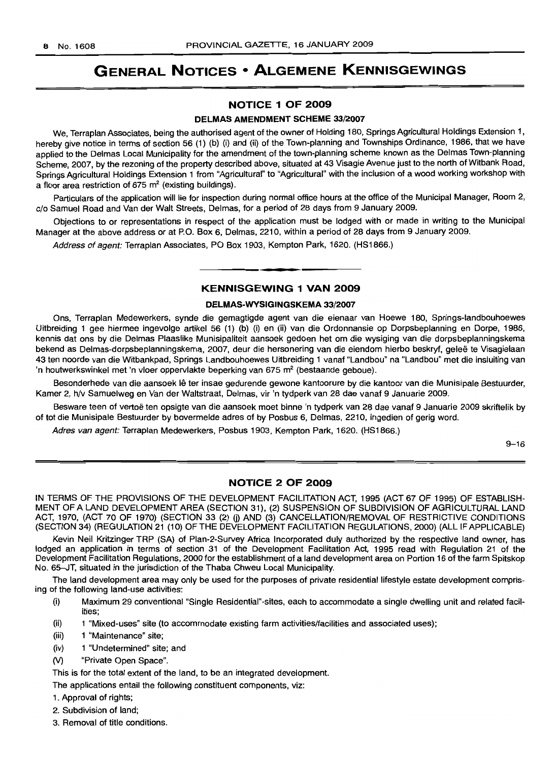# GENERAL NOTICES • ALGEMENE KENNISGEWINGS

## NOTICE 1 OF 2009

### DELMAS AMENDMENT SCHEME 33/2007

We, Terraplan Associates, being the authorised agent of the owner of Holding 180, Springs Agricultural Holdings Extension 1, hereby give notice in terms of section 56 (1) (b) (i) and (ii) of the Town-planning and Townships Ordinance, 1986, that we have applied to the Delmas Local Municipality for the amendment of the town-planning scheme known as the Delmas Town-planning Scheme, 2007, by the rezoning of the property described above, situated at 43 Visagie Avenue just to the north of Witbank Road, Springs Agricultural Holdings Extension 1 from "Agricultural" to "Agricultural" with the inclusion of a wood working workshop with a floor area restriction of 675 m$^2$ (existing buildings).

Particulars of the application will lie for inspection during normal office hours at the office of the Municipal Manager, Room 2, c/o Samuel Road and Van der Walt Streets, Delmas, for a period of 28 days from 9 January 2009.

Objections to or representations in respect of the application must be lodged with or made in writing to the Municipal Manager at the above address or at P.O. Box 6, Delmas, 2210, within a period of 28 days from 9 January 2009.

*Address of agent:* Terraplan Associates, PO Box 1903, Kempton Park, 1620. (HS1866.)

---

## KENNISGEWING 1 VAN 2009

### DELMAS-WYSIGINGSKEMA 33/2007

Ons, Terraplan Medewerkers, synde die gemagtigde agent van die eienaar van Hoewe 180, Springs-landbouhoewes Uitbreiding 1 gee hiermee ingevolge artikel 56 (1) (b) (i) en (ii) van die Ordonnansie op Dorpsbeplanning en Dorpe, 1986, kennis dat ons by die Delmas Plaaslike Munisipaliteit aansoek gedoen het om die wysiging van die dorpsbeplanningskema bekend as Delmas-dorpsbeplanningskema, 2007, deur die hersonering van die eiendom hierbo beskryf, geleë te Visagielaan 43 ten noorde van die Witbankpad, Springs Landbouhoewes Uitbreiding 1 vanaf "Landbou" na "Landbou" met die insluiting van 'n houtwerkswinkel met 'n vloer oppervlakte beperking van 675 m$^2$ (bestaande geboue).

Besonderhede van die aansoek lê ter insae gedurende gewone kantoorure by die kantoor van die Munisipale Bestuurder, Kamer 2, h/v Samuelweg en Van der Waltstraat, Delmas, vir 'n tydperk van 28 dae vanaf 9 Januarie 2009.

Besware teen of vertoë ten opsigte van die aansoek moet binne 'n tydperk van 28 dae vanaf 9 Januarie 2009 skriftelik by of tot die Munisipale Bestuurder by bovermelde adres of by Posbus 6, Delmas, 2210, ingedien of gerig word.

*Adres van agent:* Terraplan Medewerkers, Posbus 1903, Kempton Park, 1620. (HS1866.)

9–16

---

## NOTICE 2 OF 2009

IN TERMS OF THE PROVISIONS OF THE DEVELOPMENT FACILITATION ACT, 1995 (ACT 67 OF 1995) OF ESTABLISHMENT OF A LAND DEVELOPMENT AREA (SECTION 31), (2) SUSPENSION OF SUBDIVISION OF AGRICULTURAL LAND ACT, 1970, (ACT 70 OF 1970) (SECTION 33 (2) (j) AND (3) CANCELLATION/REMOVAL OF RESTRICTIVE CONDITIONS (SECTION 34) (REGULATION 21 (10) OF THE DEVELOPMENT FACILITATION REGULATIONS, 2000) (ALL IF APPLICABLE)

Kevin Neil Kritzinger TRP (SA) of Plan-2-Survey Africa Incorporated duly authorized by the respective land owner, has lodged an application in terms of section 31 of the Development Facilitation Act, 1995 read with Regulation 21 of the Development Facilitation Regulations, 2000 for the establishment of a land development area on Portion 16 of the farm Spitskop No. 65–JT, situated in the jurisdiction of the Thaba Chweu Local Municipality.

The land development area may only be used for the purposes of private residential lifestyle estate development comprising of the following land-use activities:

(i) Maximum 29 conventional "Single Residential"-sites, each to accommodate a single dwelling unit and related facilities;

(ii) 1 "Mixed-uses" site (to accommodate existing farm activities/facilities and associated uses);

(iii) 1 "Maintenance" site;

(iv) 1 "Undetermined" site; and

(V) "Private Open Space".

This is for the total extent of the land, to be an integrated development.

The applications entail the following constituent components, viz:

1. Approval of rights;
2. Subdivision of land;
3. Removal of title conditions.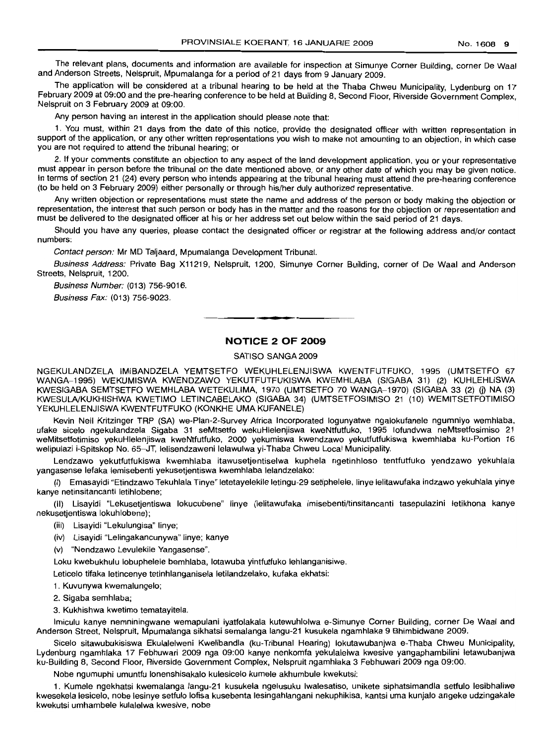The relevant plans, documents and information are available for inspection at Simunye Corner Building, corner De Waal and Anderson Streets, Nelspruit, Mpumalanga for a period of 21 days from 9 January 2009.

The application will be considered at a tribunal hearing to be held at the Thaba Chweu Municipality, Lydenburg on 17 February 2009 at 09:00 and the pre-hearing conference to be held at Building 8, Second Floor, Riverside Government Complex, Nelspruit on 3 February 2009 at 09:00.

Any person having an interest in the application should please note that:

1. You must, within 21 days from the date of this notice, provide the designated officer with written representation in support of the application, or any other written representations you wish to make not amounting to an objection, in which case you are not required to attend the tribunal hearing; or

2. If your comments constitute an objection to any aspect of the land development application, you or your representative must appear in person before the tribunal on the date mentioned above, or any other date of which you may be given notice. In terms of section 21 (24) every person who intends appearing at the tribunal hearing must attend the pre-hearing conference (to be held on 3 February 2009) either personally or through his/her duly authorized representative.

Any written objection or representations must state the name and address of the person or body making the objection or representation, the interest that such person or body has in the matter and the reasons for the objection or representation and must be delivered to the designated officer at his or her address set out below within the said period of 21 days.

Should you have any queries, please contact the designated officer or registrar at the following address and/or contact numbers:

*Contact person:* Mr MD Taljaard, Mpumalanga Development Tribunal.

*Business Address:* Private Bag X11219, Nelspruit, 1200, Simunye Corner Building, corner of De Waal and Anderson Streets, Nelspruit, 1200.

*Business Number:* (013) 756-9016.

*Business Fax:* (013) 756-9023.

---

## NOTICE 2 OF 2009

SATISO SANGA 2009

NGEKULANDZELA IMIBANDZELA YEMTSETFO WEKUHLELENJISWA KWENTFUTFUKO, 1995 (UMTSETFO 67 WANGA-1995) WEKUMISWA KWENDZAWO YEKUTFUTFUKISWA KWEMHLABA (SIGABA 31) (2) KUHLEHLISWA KWESIGABA SEMTSETFO WEMHLABA WETEKULIMA, 1970 (UMTSETFO 70 WANGA-1970) (SIGABA 33 (2) (j) NA (3) KWESULA/KUKHISHWA KWETIMO LETINCABELAKO (SIGABA 34) (UMTSETFOSIMISO 21 (10) WEMITSETFOTIMISO YEKUHLELENJISWA KWENTFUTFUKO (KONKHE UMA KUFANELE)

Kevin Neil Kritzinger TRP (SA) we-Plan-2-Survey Africa Incorporated logunyatwe ngalokufanele ngumniyo wemhlaba, ufake sicelo ngekulandzela Sigaba 31 seMtsetfo wekuHlelenjiswa kweNtfutfuko, 1995 lofundvwa neMtsetfosimiso 21 weMitsetfotimiso yekuHlelenjiswa kweNtfutfuko, 2000 yekumiswa kwendzawo yekutfutfukiswa kwemhlaba ku-Portion 16 welipulazi i-Spitskop No. 65-JT, lelisendzaweni lelawulwa yi-Thaba Chweu Local Municipality.

Lendzawo yekutfutfukiswa kwemhlaba itawusetjentiselwa kuphela ngetinhloso tentfutfuko yendzawo yekuhlala yangasense lefaka lemisebenti yekusetjentiswa kwemhlaba lelandzelako:

(I) Emasayidi "Etindzawo Tekuhlala Tinye" letetayelekile letingu-29 setiphelele, linye lelitawufaka indzawo yekuhlala yinye kanye netinsitancanti letihlobene;

(II) Lisayidi "Lekusetjentiswa lokucubene" linye (lelitawufaka imisebenti/tinsitancanti tasepulazini letikhona kanye nekusetjentiswa lokuhlobene);

(iii) Lisayidi "Lekulungisa" linye;

(iv) Lisayidi "Lelingakancunywa" linye; kanye

(v) "Nendzawo Levulekile Yangasense".

Loku kwebukhulu lobuphelele bemhlaba, lotawuba yintfutfuko lehlanganisiwe.

Leticelo tifaka letincenye tetinhlanganisela letilandzelako, kufaka ekhatsi:

1. Kuvunywa kwemalungelo;
2. Sigaba semhlaba;
3. Kukhishwa kwetimo tematayitela.

Imiculu kanye nemniningwane wemapulani iyatfolakala kutewuhlolwa e-Simunye Corner Building, corner De Waal and Anderson Street, Nelspruit, Mpumalanga sikhatsi semalanga langu-21 kusukela ngamhlaka 9 Bhimbidvwane 2009.

Sicelo sitawubukisiswa Ekulalelweni Kwelibandla (ku-Tribunal Hearing) lokutawubanjwa e-Thaba Chweu Municipality, Lydenburg ngamhlaka 17 Febhuwari 2009 nga 09:00 kanye nenkomfa yekulalelwa kwesive yangaphambilini letawubanjwa ku-Building 8, Second Floor, Riverside Government Complex, Nelspruit ngamhlaka 3 Febhuwari 2009 nga 09:00.

Nobe ngumuphi umuntfu lonenshisakalo kulesicelo kumele akhumbule kwekutsi:

1. Kumele ngekhatsi kwemalanga langu-21 kusukela ngelusuku lwalesatiso, unikete siphatsimandla setfulo lesibhaliwe kwesekela lesicelo, nobe lesinye setfulo lofisa kusebenta lesingahlangani nekuphikisa, kantsi uma kunjalo angeke udzingakale kwekutsi umhambele kulalelwa kwesive, nobe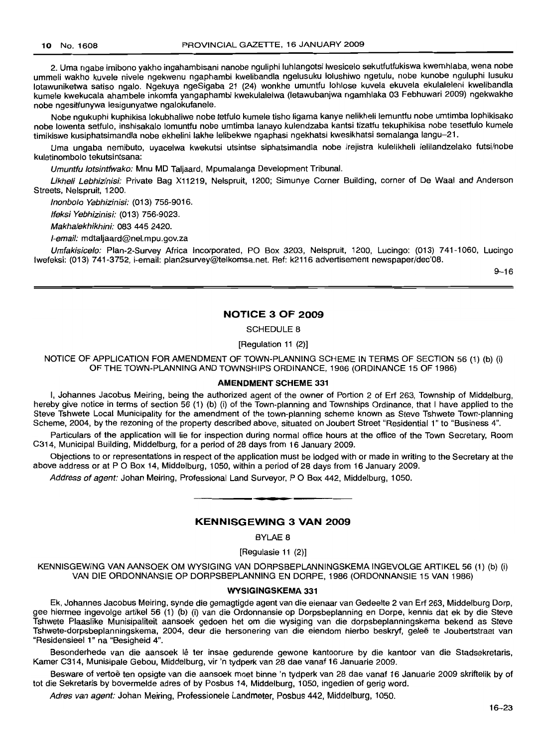2. Uma ngabe imibono yakho ingahambisani nanobe nguliphi luhlangotsi lwesicelo sekutfutfukiswa kwemhlaba, wena nobe ummeli wakho kuvele nivele ngekwenu ngaphambi kwelibandla ngelusuku lolushiwo ngetulu, nobe kunobe nguluphi lusuku lotawuniketwa satiso ngalo. Ngekuya ngeSigaba 21 (24) wonkhe umuntfu lohlose kuvela ekuvela ekulaleleni kwelibandla kumele kwekucala ahambele inkomfa yangaphambi kwekulalelwa (letawubanjwa ngamhlaka 03 Febhuwari 2009) ngekwakhe nobe ngesitfunywa lesigunyatwe ngalokufanele.

Nobe ngukuphi kuphikisa lokubhaliwe nobe tetfulo kumele tisho ligama kanye nelikheli lemuntfu nobe umtimba lophikisako nobe lowenta setfulo, inshisakalo lomuntfu nobe umtimba lanayo kulendzaba kantsi tizatfu tekuphikisa nobe tesetfulo kumele timikiswe kusiphatsimandla nobe ekhelini lakhe lelibekwe ngaphasi ngekhatsi kwesikhatsi semalanga langu–21.

Uma ungaba nemibuto, uyacelwa kwekutsi utsintse siphatsimandla nobe irejistra kulelikheli lelilandzelako futsi/nobe kuletinombolo tekutsintsana:

*Umuntfu lotsintfwako:* Mnu MD Taljaard, Mpumalanga Development Tribunal.

*Likheli Lebhizinisi:* Private Bag X11219, Nelspruit, 1200; Simunye Corner Building, corner of De Waal and Anderson Streets, Nelspruit, 1200.

*Inonbolo Yebhizinisi:* (013) 756-9016.

*Ifeksi Yebhizinisi:* (013) 756-9023.

*Makhalekhikhini:* 083 445 2420.

*I-email:* mdtaljaard@nel.mpu.gov.za

*Umfakisicelo:* Plan-2-Survey Africa Incorporated, PO Box 3203, Nelspruit, 1200, Lucingo: (013) 741-1060, Lucingo lwefeksi: (013) 741-3752, i-email: plan2survey@telkomsa.net. Ref: k2116 advertisement newspaper/dec'08.

9–16

---

## NOTICE 3 OF 2009

SCHEDULE 8

[Regulation 11 (2)]

NOTICE OF APPLICATION FOR AMENDMENT OF TOWN-PLANNING SCHEME IN TERMS OF SECTION 56 (1) (b) (i) OF THE TOWN-PLANNING AND TOWNSHIPS ORDINANCE, 1986 (ORDINANCE 15 OF 1986)

### AMENDMENT SCHEME 331

I, Johannes Jacobus Meiring, being the authorized agent of the owner of Portion 2 of Erf 263, Township of Middelburg, hereby give notice in terms of section 56 (1) (b) (i) of the Town-planning and Townships Ordinance, that I have applied to the Steve Tshwete Local Municipality for the amendment of the town-planning scheme known as Steve Tshwete Town-planning Scheme, 2004, by the rezoning of the property described above, situated on Joubert Street "Residential 1" to "Business 4".

Particulars of the application will lie for inspection during normal office hours at the office of the Town Secretary, Room C314, Municipal Building, Middelburg, for a period of 28 days from 16 January 2009.

Objections to or representations in respect of the application must be lodged with or made in writing to the Secretary at the above address or at P O Box 14, Middelburg, 1050, within a period of 28 days from 16 January 2009.

*Address of agent:* Johan Meiring, Professional Land Surveyor, P O Box 442, Middelburg, 1050.

---

## KENNISGEWING 3 VAN 2009

BYLAE 8

[Regulasie 11 (2)]

KENNISGEWING VAN AANSOEK OM WYSIGING VAN DORPSBEPLANNINGSKEMA INGEVOLGE ARTIKEL 56 (1) (b) (i) VAN DIE ORDONNANSIE OP DORPSBEPLANNING EN DORPE, 1986 (ORDONNANSIE 15 VAN 1986)

### WYSIGINGSKEMA 331

Ek, Johannes Jacobus Meiring, synde die gemagtigde agent van die eienaar van Gedeelte 2 van Erf 263, Middelburg Dorp, gee hiermee ingevolge artikel 56 (1) (b) (i) van die Ordonnansie op Dorpsbeplanning en Dorpe, kennis dat ek by die Steve Tshwete Plaaslike Munisipaliteit aansoek gedoen het om die wysiging van die dorpsbeplanningskema bekend as Steve Tshwete-dorpsbeplanningskema, 2004, deur die hersonering van die eiendom hierbo beskryf, geleë te Joubertstraat van "Residensieel 1" na "Besigheid 4".

Besonderhede van die aansoek lê ter insae gedurende gewone kantoorure by die kantoor van die Stadsekretaris, Kamer C314, Munisipale Gebou, Middelburg, vir 'n tydperk van 28 dae vanaf 16 Januarie 2009.

Besware of vertoë ten opsigte van die aansoek moet binne 'n tydperk van 28 dae vanaf 16 Januarie 2009 skriftelik by of tot die Sekretaris by bovermelde adres of by Posbus 14, Middelburg, 1050, ingedien of gerig word.

*Adres van agent:* Johan Meiring, Professionele Landmeter, Posbus 442, Middelburg, 1050.

16–23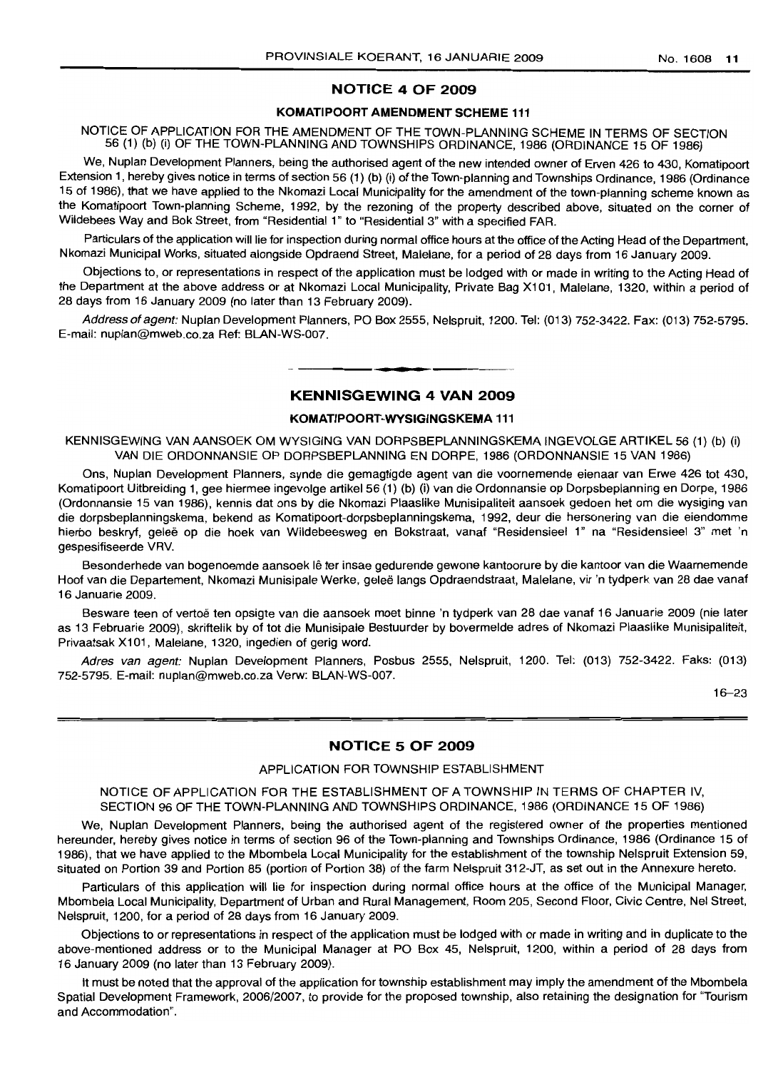## NOTICE 4 OF 2009

### KOMATIPOORT AMENDMENT SCHEME 111

NOTICE OF APPLICATION FOR THE AMENDMENT OF THE TOWN-PLANNING SCHEME IN TERMS OF SECTION 56 (1) (b) (i) OF THE TOWN-PLANNING AND TOWNSHIPS ORDINANCE, 1986 (ORDINANCE 15 OF 1986)

We, Nuplan Development Planners, being the authorised agent of the new intended owner of Erven 426 to 430, Komatipoort Extension 1, hereby gives notice in terms of section 56 (1) (b) (i) of the Town-planning and Townships Ordinance, 1986 (Ordinance 15 of 1986), that we have applied to the Nkomazi Local Municipality for the amendment of the town-planning scheme known as the Komatipoort Town-planning Scheme, 1992, by the rezoning of the property described above, situated on the corner of Wildebees Way and Bok Street, from "Residential 1" to "Residential 3" with a specified FAR.

Particulars of the application will lie for inspection during normal office hours at the office of the Acting Head of the Department, Nkomazi Municipal Works, situated alongside Opdraend Street, Malelane, for a period of 28 days from 16 January 2009.

Objections to, or representations in respect of the application must be lodged with or made in writing to the Acting Head of the Department at the above address or at Nkomazi Local Municipality, Private Bag X101, Malelane, 1320, within a period of 28 days from 16 January 2009 (no later than 13 February 2009).

*Address of agent:* Nuplan Development Planners, PO Box 2555, Nelspruit, 1200. Tel: (013) 752-3422. Fax: (013) 752-5795. E-mail: nuplan@mweb.co.za Ref: BLAN-WS-007.

---

## KENNISGEWING 4 VAN 2009

### KOMATIPOORT-WYSIGINGSKEMA 111

KENNISGEWING VAN AANSOEK OM WYSIGING VAN DORPSBEPLANNINGSKEMA INGEVOLGE ARTIKEL 56 (1) (b) (i) VAN DIE ORDONNANSIE OP DORPSBEPLANNING EN DORPE, 1986 (ORDONNANSIE 15 VAN 1986)

Ons, Nuplan Development Planners, synde die gemagtigde agent van die voornemende eienaar van Erwe 426 tot 430, Komatipoort Uitbreiding 1, gee hiermee ingevolge artikel 56 (1) (b) (i) van die Ordonnansie op Dorpsbeplanning en Dorpe, 1986 (Ordonnansie 15 van 1986), kennis dat ons by die Nkomazi Plaaslike Munisipaliteit aansoek gedoen het om die wysiging van die dorpsbeplanningskema, bekend as Komatipoort-dorpsbeplanningskema, 1992, deur die hersonering van die eiendomme hierbo beskryf, geleë op die hoek van Wildebeesweg en Bokstraat, vanaf "Residensieel 1" na "Residensieel 3" met 'n gespesifiseerde VRV.

Besonderhede van bogenoemde aansoek lê ter insae gedurende gewone kantoorure by die kantoor van die Waarnemende Hoof van die Departement, Nkomazi Munisipale Werke, geleë langs Opdraendstraat, Malelane, vir 'n tydperk van 28 dae vanaf 16 Januarie 2009.

Besware teen of vertoë ten opsigte van die aansoek moet binne 'n tydperk van 28 dae vanaf 16 Januarie 2009 (nie later as 13 Februarie 2009), skriftelik by of tot die Munisipale Bestuurder by bovermelde adres of Nkomazi Plaaslike Munisipaliteit, Privaatsak X101, Malelane, 1320, ingedien of gerig word.

*Adres van agent:* Nuplan Development Planners, Posbus 2555, Nelspruit, 1200. Tel: (013) 752-3422. Faks: (013) 752-5795. E-mail: nuplan@mweb.co.za Verw: BLAN-WS-007.

16–23

---

## NOTICE 5 OF 2009

APPLICATION FOR TOWNSHIP ESTABLISHMENT

NOTICE OF APPLICATION FOR THE ESTABLISHMENT OF A TOWNSHIP IN TERMS OF CHAPTER IV, SECTION 96 OF THE TOWN-PLANNING AND TOWNSHIPS ORDINANCE, 1986 (ORDINANCE 15 OF 1986)

We, Nuplan Development Planners, being the authorised agent of the registered owner of the properties mentioned hereunder, hereby gives notice in terms of section 96 of the Town-planning and Townships Ordinance, 1986 (Ordinance 15 of 1986), that we have applied to the Mbombela Local Municipality for the establishment of the township Nelspruit Extension 59, situated on Portion 39 and Portion 85 (portion of Portion 38) of the farm Nelspruit 312-JT, as set out in the Annexure hereto.

Particulars of this application will lie for inspection during normal office hours at the office of the Municipal Manager, Mbombela Local Municipality, Department of Urban and Rural Management, Room 205, Second Floor, Civic Centre, Nel Street, Nelspruit, 1200, for a period of 28 days from 16 January 2009.

Objections to or representations in respect of the application must be lodged with or made in writing and in duplicate to the above-mentioned address or to the Municipal Manager at PO Box 45, Nelspruit, 1200, within a period of 28 days from 16 January 2009 (no later than 13 February 2009).

It must be noted that the approval of the application for township establishment may imply the amendment of the Mbombela Spatial Development Framework, 2006/2007, to provide for the proposed township, also retaining the designation for "Tourism and Accommodation".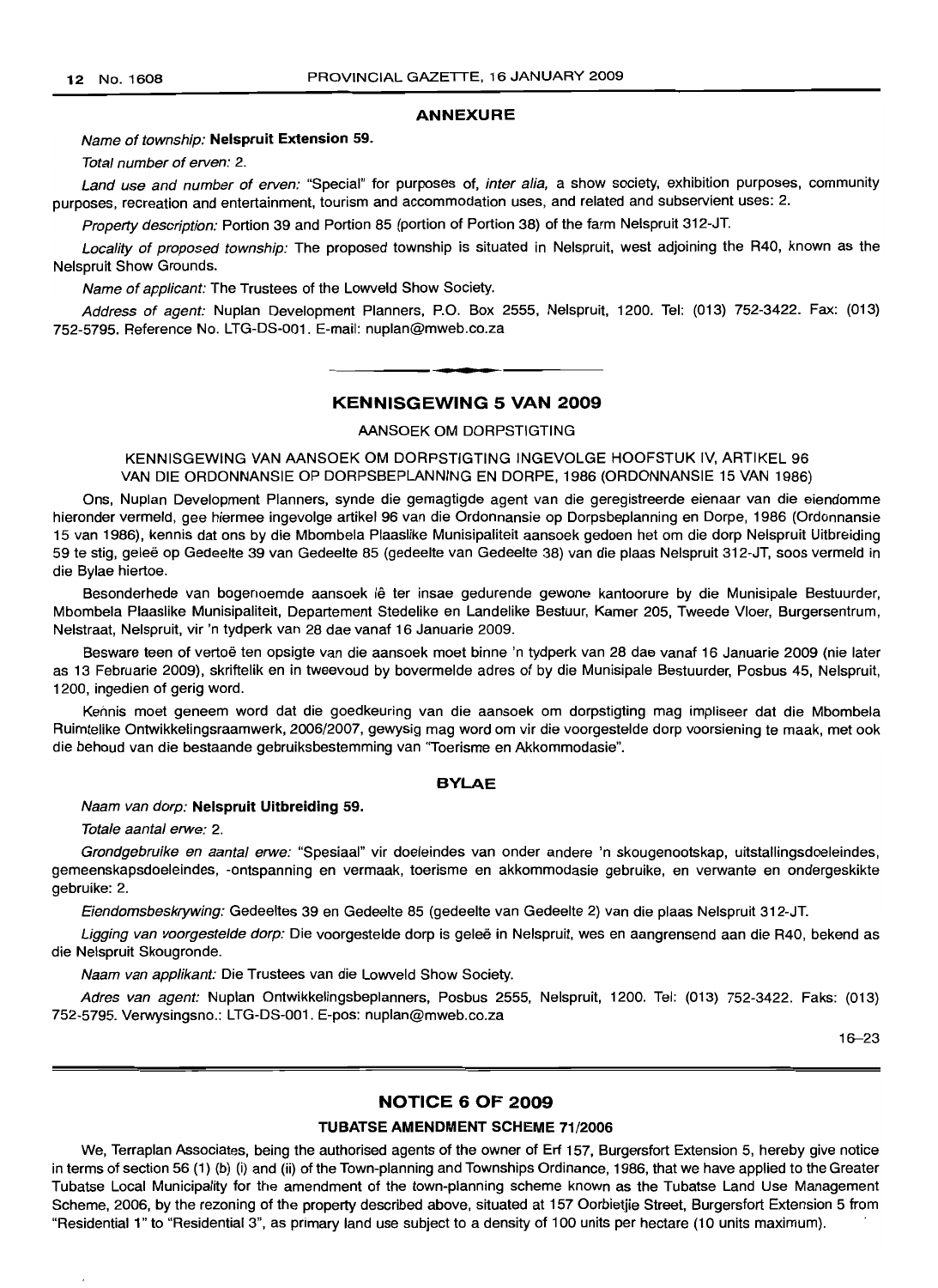## ANNEXURE

*Name of township:* **Nelspruit Extension 59.**

*Total number of erven:* 2.

*Land use and number of erven:* "Special" for purposes of, *inter alia,* a show society, exhibition purposes, community purposes, recreation and entertainment, tourism and accommodation uses, and related and subservient uses: 2.

*Property description:* Portion 39 and Portion 85 (portion of Portion 38) of the farm Nelspruit 312-JT.

*Locality of proposed township:* The proposed township is situated in Nelspruit, west adjoining the R40, known as the Nelspruit Show Grounds.

*Name of applicant:* The Trustees of the Lowveld Show Society.

*Address of agent:* Nuplan Development Planners, P.O. Box 2555, Nelspruit, 1200. Tel: (013) 752-3422. Fax: (013) 752-5795. Reference No. LTG-DS-001. E-mail: nuplan@mweb.co.za

---

## KENNISGEWING 5 VAN 2009

AANSOEK OM DORPSTIGTING

KENNISGEWING VAN AANSOEK OM DORPSTIGTING INGEVOLGE HOOFSTUK IV, ARTIKEL 96 VAN DIE ORDONNANSIE OP DORPSBEPLANNING EN DORPE, 1986 (ORDONNANSIE 15 VAN 1986)

Ons, Nuplan Development Planners, synde die gemagtigde agent van die geregistreerde eienaar van die eiendomme hieronder vermeld, gee hiermee ingevolge artikel 96 van die Ordonnansie op Dorpsbeplanning en Dorpe, 1986 (Ordonnansie 15 van 1986), kennis dat ons by die Mbombela Plaaslike Munisipaliteit aansoek gedoen het om die dorp Nelspruit Uitbreiding 59 te stig, geleë op Gedeelte 39 van Gedeelte 85 (gedeelte van Gedeelte 38) van die plaas Nelspruit 312-JT, soos vermeld in die Bylae hiertoe.

Besonderhede van bogenoemde aansoek lê ter insae gedurende gewone kantoorure by die Munisipale Bestuurder, Mbombela Plaaslike Munisipaliteit, Departement Stedelike en Landelike Bestuur, Kamer 205, Tweede Vloer, Burgersentrum, Nelstraat, Nelspruit, vir 'n tydperk van 28 dae vanaf 16 Januarie 2009.

Besware teen of vertoë ten opsigte van die aansoek moet binne 'n tydperk van 28 dae vanaf 16 Januarie 2009 (nie later as 13 Februarie 2009), skriftelik en in tweevoud by bovermelde adres of by die Munisipale Bestuurder, Posbus 45, Nelspruit, 1200, ingedien of gerig word.

Kennis moet geneem word dat die goedkeuring van die aansoek om dorpstigting mag impliseer dat die Mbombela Ruimtelike Ontwikkelingsraamwerk, 2006/2007, gewysig mag word om vir die voorgestelde dorp voorsiening te maak, met ook die behoud van die bestaande gebruiksbestemming van "Toerisme en Akkommodasie".

## BYLAE

*Naam van dorp:* **Nelspruit Uitbreiding 59.**

*Totale aantal erwe:* 2.

*Grondgebruike en aantal erwe:* "Spesiaal" vir doeleindes van onder andere 'n skougenootskap, uitstallingsdoeleindes, gemeenskapsdoeleindes, -ontspanning en vermaak, toerisme en akkommodasie gebruike, en verwante en ondergeskikte gebruike: 2.

*Eiendomsbeskrywing:* Gedeeltes 39 en Gedeelte 85 (gedeelte van Gedeelte 2) van die plaas Nelspruit 312-JT.

*Ligging van voorgestelde dorp:* Die voorgestelde dorp is geleë in Nelspruit, wes en aangrensend aan die R40, bekend as die Nelspruit Skougronde.

*Naam van applikant:* Die Trustees van die Lowveld Show Society.

*Adres van agent:* Nuplan Ontwikkelingsbeplanners, Posbus 2555, Nelspruit, 1200. Tel: (013) 752-3422. Faks: (013) 752-5795. Verwysingsno.: LTG-DS-001. E-pos: nuplan@mweb.co.za

16–23

---

## NOTICE 6 OF 2009

### TUBATSE AMENDMENT SCHEME 71/2006

We, Terraplan Associates, being the authorised agents of the owner of Erf 157, Burgersfort Extension 5, hereby give notice in terms of section 56 (1) (b) (i) and (ii) of the Town-planning and Townships Ordinance, 1986, that we have applied to the Greater Tubatse Local Municipality for the amendment of the town-planning scheme known as the Tubatse Land Use Management Scheme, 2006, by the rezoning of the property described above, situated at 157 Oorbietjie Street, Burgersfort Extension 5 from "Residential 1" to "Residential 3", as primary land use subject to a density of 100 units per hectare (10 units maximum).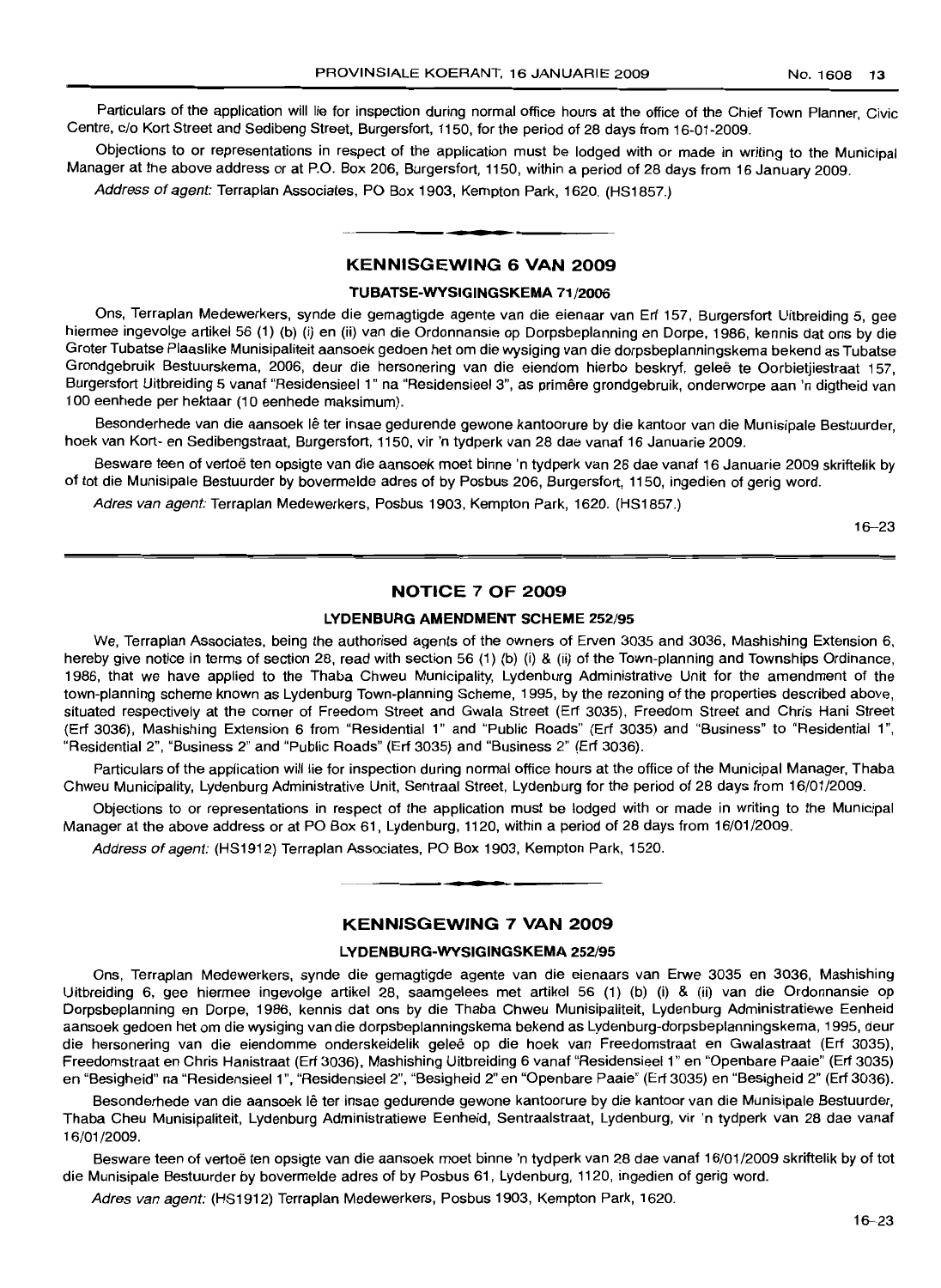Particulars of the application will lie for inspection during normal office hours at the office of the Chief Town Planner, Civic Centre, c/o Kort Street and Sedibeng Street, Burgersfort, 1150, for the period of 28 days from 16-01-2009.

Objections to or representations in respect of the application must be lodged with or made in writing to the Municipal Manager at the above address or at P.O. Box 206, Burgersfort, 1150, within a period of 28 days from 16 January 2009.

*Address of agent:* Terraplan Associates, PO Box 1903, Kempton Park, 1620. (HS1857.)

## KENNISGEWING 6 VAN 2009

### TUBATSE-WYSIGINGSKEMA 71/2006

Ons, Terraplan Medewerkers, synde die gemagtigde agente van die eienaar van Erf 157, Burgersfort Uitbreiding 5, gee hiermee ingevolge artikel 56 (1) (b) (i) en (ii) van die Ordonnansie op Dorpsbeplanning en Dorpe, 1986, kennis dat ons by die Groter Tubatse Plaaslike Munisipaliteit aansoek gedoen het om die wysiging van die dorpsbeplanningskema bekend as Tubatse Grondgebruik Bestuurskema, 2006, deur die hersonering van die eiendom hierbo beskryf, geleë te Oorbietjiestraat 157, Burgersfort Uitbreiding 5 vanaf "Residensieel 1" na "Residensieel 3", as primêre grondgebruik, onderworpe aan 'n digtheid van 100 eenhede per hektaar (10 eenhede maksimum).

Besonderhede van die aansoek lê ter insae gedurende gewone kantoorure by die kantoor van die Munisipale Bestuurder, hoek van Kort- en Sedibengstraat, Burgersfort, 1150, vir 'n tydperk van 28 dae vanaf 16 Januarie 2009.

Besware teen of vertoë ten opsigte van die aansoek moet binne 'n tydperk van 28 dae vanaf 16 Januarie 2009 skriftelik by of tot die Munisipale Bestuurder by bovermelde adres of by Posbus 206, Burgersfort, 1150, ingedien of gerig word.

*Adres van agent:* Terraplan Medewerkers, Posbus 1903, Kempton Park, 1620. (HS1857.)

16–23

## NOTICE 7 OF 2009

### LYDENBURG AMENDMENT SCHEME 252/95

We, Terraplan Associates, being the authorised agents of the owners of Erven 3035 and 3036, Mashishing Extension 6, hereby give notice in terms of section 28, read with section 56 (1) (b) (i) & (ii) of the Town-planning and Townships Ordinance, 1986, that we have applied to the Thaba Chweu Municipality, Lydenburg Administrative Unit for the amendment of the town-planning scheme known as Lydenburg Town-planning Scheme, 1995, by the rezoning of the properties described above, situated respectively at the corner of Freedom Street and Gwala Street (Erf 3035), Freedom Street and Chris Hani Street (Erf 3036), Mashishing Extension 6 from "Residential 1" and "Public Roads" (Erf 3035) and "Business" to "Residential 1", "Residential 2", "Business 2" and "Public Roads" (Erf 3035) and "Business 2" (Erf 3036).

Particulars of the application will lie for inspection during normal office hours at the office of the Municipal Manager, Thaba Chweu Municipality, Lydenburg Administrative Unit, Sentraal Street, Lydenburg for the period of 28 days from 16/01/2009.

Objections to or representations in respect of the application must be lodged with or made in writing to the Municipal Manager at the above address or at PO Box 61, Lydenburg, 1120, within a period of 28 days from 16/01/2009.

*Address of agent:* (HS1912) Terraplan Associates, PO Box 1903, Kempton Park, 1520.

## KENNISGEWING 7 VAN 2009

### LYDENBURG-WYSIGINGSKEMA 252/95

Ons, Terraplan Medewerkers, synde die gemagtigde agente van die eienaars van Erwe 3035 en 3036, Mashishing Uitbreiding 6, gee hiermee ingevolge artikel 28, saamgelees met artikel 56 (1) (b) (i) & (ii) van die Ordonnansie op Dorpsbeplanning en Dorpe, 1986, kennis dat ons by die Thaba Chweu Munisipaliteit, Lydenburg Administratiewe Eenheid aansoek gedoen het om die wysiging van die dorpsbeplanningskema bekend as Lydenburg-dorpsbeplanningskema, 1995, deur die hersonering van die eiendomme onderskeidelik geleë op die hoek van Freedomstraat en Gwalastraat (Erf 3035), Freedomstraat en Chris Hanistraat (Erf 3036), Mashishing Uitbreiding 6 vanaf "Residensieel 1" en "Openbare Paaie" (Erf 3035) en "Besigheid" na "Residensieel 1", "Residensieel 2", "Besigheid 2" en "Openbare Paaie" (Erf 3035) en "Besigheid 2" (Erf 3036).

Besonderhede van die aansoek lê ter insae gedurende gewone kantoorure by die kantoor van die Munisipale Bestuurder, Thaba Cheu Munisipaliteit, Lydenburg Administratiewe Eenheid, Sentraalstraat, Lydenburg, vir 'n tydperk van 28 dae vanaf 16/01/2009.

Besware teen of vertoë ten opsigte van die aansoek moet binne 'n tydperk van 28 dae vanaf 16/01/2009 skriftelik by of tot die Munisipale Bestuurder by bovermelde adres of by Posbus 61, Lydenburg, 1120, ingedien of gerig word.

*Adres van agent:* (HS1912) Terraplan Medewerkers, Posbus 1903, Kempton Park, 1620.

16–23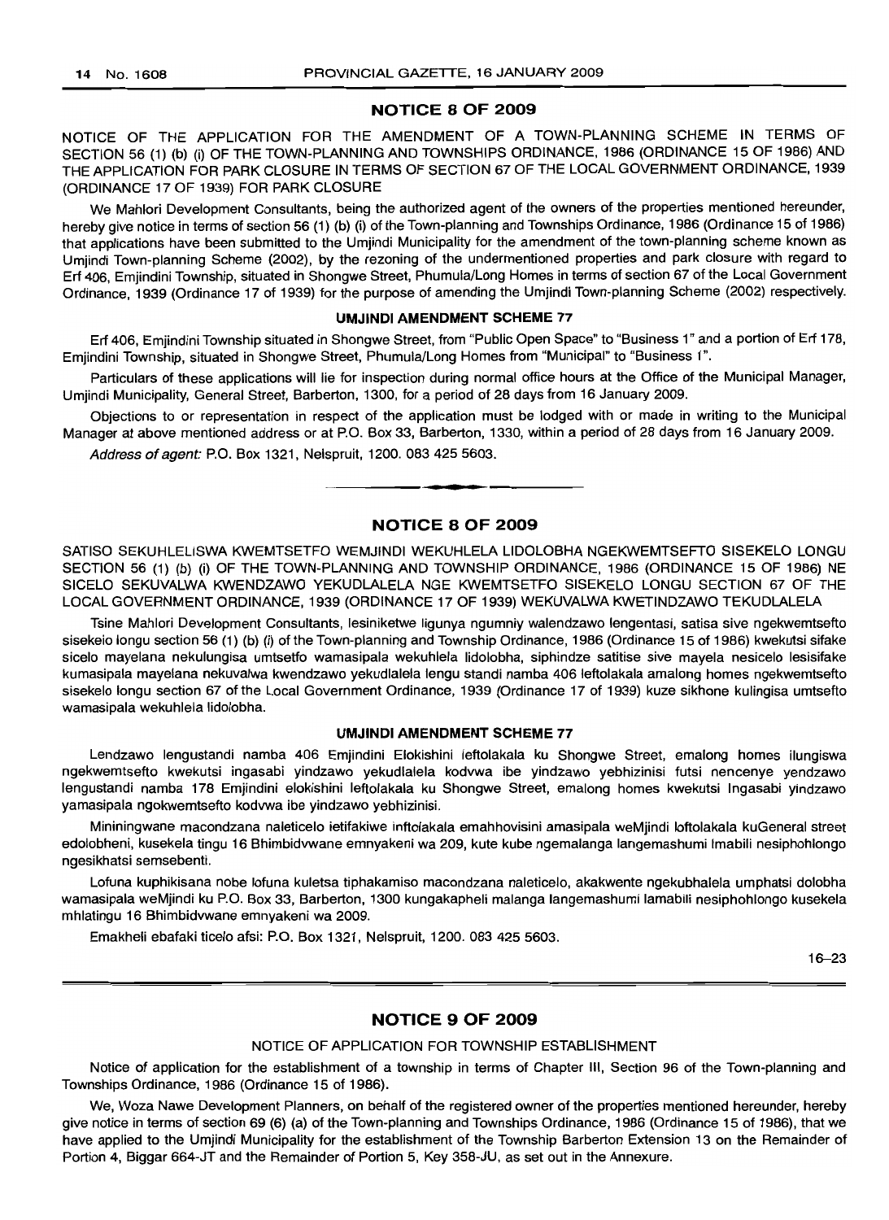## NOTICE 8 OF 2009

NOTICE OF THE APPLICATION FOR THE AMENDMENT OF A TOWN-PLANNING SCHEME IN TERMS OF SECTION 56 (1) (b) (i) OF THE TOWN-PLANNING AND TOWNSHIPS ORDINANCE, 1986 (ORDINANCE 15 OF 1986) AND THE APPLICATION FOR PARK CLOSURE IN TERMS OF SECTION 67 OF THE LOCAL GOVERNMENT ORDINANCE, 1939 (ORDINANCE 17 OF 1939) FOR PARK CLOSURE

We Mahlori Development Consultants, being the authorized agent of the owners of the properties mentioned hereunder, hereby give notice in terms of section 56 (1) (b) (i) of the Town-planning and Townships Ordinance, 1986 (Ordinance 15 of 1986) that applications have been submitted to the Umjindi Municipality for the amendment of the town-planning scheme known as Umjindi Town-planning Scheme (2002), by the rezoning of the undermentioned properties and park closure with regard to Erf 406, Emjindini Township, situated in Shongwe Street, Phumula/Long Homes in terms of section 67 of the Local Government Ordinance, 1939 (Ordinance 17 of 1939) for the purpose of amending the Umjindi Town-planning Scheme (2002) respectively.

### UMJINDI AMENDMENT SCHEME 77

Erf 406, Emjindini Township situated in Shongwe Street, from "Public Open Space" to "Business 1" and a portion of Erf 178, Emjindini Township, situated in Shongwe Street, Phumula/Long Homes from "Municipal" to "Business 1".

Particulars of these applications will lie for inspection during normal office hours at the Office of the Municipal Manager, Umjindi Municipality, General Street, Barberton, 1300, for a period of 28 days from 16 January 2009.

Objections to or representation in respect of the application must be lodged with or made in writing to the Municipal Manager at above mentioned address or at P.O. Box 33, Barberton, 1330, within a period of 28 days from 16 January 2009.

*Address of agent:* P.O. Box 1321, Nelspruit, 1200. 083 425 5603.

---

## NOTICE 8 OF 2009

SATISO SEKUHLELISWA KWEMTSETFO WEMJINDI WEKUHLELA LIDOLOBHA NGEKWEMTSEFTO SISEKELO LONGU SECTION 56 (1) (b) (i) OF THE TOWN-PLANNING AND TOWNSHIP ORDINANCE, 1986 (ORDINANCE 15 OF 1986) NE SICELO SEKUVALWA KWENDZAWO YEKUDLALELA NGE KWEMTSETFO SISEKELO LONGU SECTION 67 OF THE LOCAL GOVERNMENT ORDINANCE, 1939 (ORDINANCE 17 OF 1939) WEKUVALWA KWETINDZAWO TEKUDLALELA

Tsine Mahlori Development Consultants, lesiniketwe ligunya ngumniy walendzawo lengentasi, satisa sive ngekwemtsefto sisekelo longu section 56 (1) (b) (i) of the Town-planning and Township Ordinance, 1986 (Ordinance 15 of 1986) kwekutsi sifake sicelo mayelana nekulungisa umtsetfo wamasipala wekuhlela lidolobha, siphindze satitise sive mayela nesicelo lesisifake kumasipala mayelana nekuvalwa kwendzawo yekudlalela lengu standi namba 406 leftolakala amalong homes ngekwemtsefto sisekelo longu section 67 of the Local Government Ordinance, 1939 (Ordinance 17 of 1939) kuze sikhone kulingisa umtsefto wamasipala wekuhlela lidolobha.

### UMJINDI AMENDMENT SCHEME 77

Lendzawo lengustandi namba 406 Emjindini Elokishini leftolakala ku Shongwe Street, emalong homes ilungiswa ngekwemtsefto kwekutsi ingasabi yindzawo yekudlalela kodvwa ibe yindzawo yebhizinisi futsi nencenye yendzawo lengustandi namba 178 Emjindini elokishini leftolakala ku Shongwe Street, emalong homes kwekutsi Ingasabi yindzawo yamasipala ngokwemtsefto kodvwa ibe yindzawo yebhizinisi.

Mininingwane macondzana naleticelo ietifakiwe inftolakala emahhovisini amasipala weMjindi loftolakala kuGeneral street edolobheni, kusekela tingu 16 Bhimbidvwane emnyakeni wa 209, kute kube ngemalanga langemashumi lmabili nesiphohlongo ngesikhatsi semsebenti.

Lofuna kuphikisana nobe lofuna kuletsa tiphakamiso macondzana naleticelo, akakwente ngekubhalela umphatsi dolobha wamasipala weMjindi ku P.O. Box 33, Barberton, 1300 kungakapheli malanga langemashumi lamabili nesiphohlongo kusekela mhlatingu 16 Bhimbidvwane emnyakeni wa 2009.

Emakheli ebafaki ticelo afsi: P.O. Box 1321, Nelspruit, 1200. 083 425 5603.

16–23

---

## NOTICE 9 OF 2009

NOTICE OF APPLICATION FOR TOWNSHIP ESTABLISHMENT

Notice of application for the establishment of a township in terms of Chapter III, Section 96 of the Town-planning and Townships Ordinance, 1986 (Ordinance 15 of 1986).

We, Woza Nawe Development Planners, on behalf of the registered owner of the properties mentioned hereunder, hereby give notice in terms of section 69 (6) (a) of the Town-planning and Townships Ordinance, 1986 (Ordinance 15 of 1986), that we have applied to the Umjindi Municipality for the establishment of the Township Barberton Extension 13 on the Remainder of Portion 4, Biggar 664-JT and the Remainder of Portion 5, Key 358-JU, as set out in the Annexure.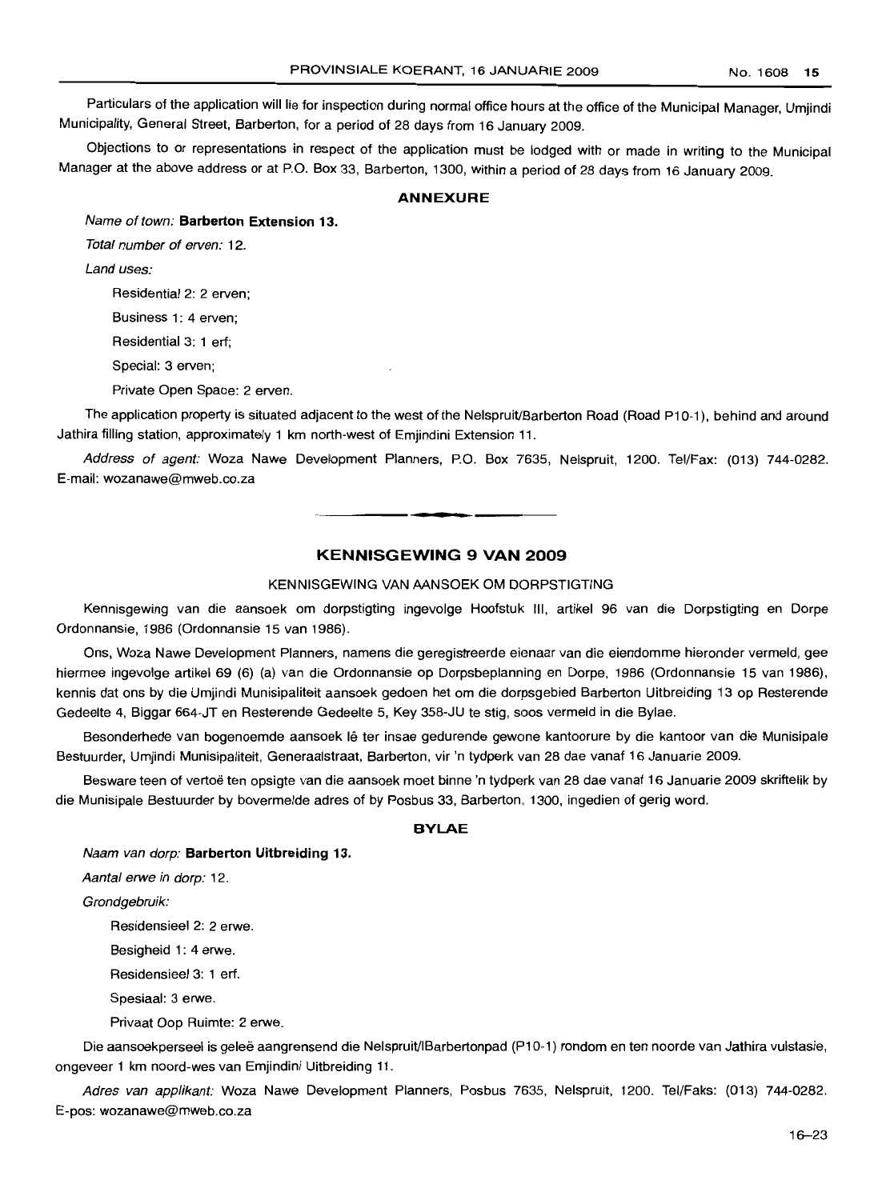Particulars of the application will lie for inspection during normal office hours at the office of the Municipal Manager, Umjindi Municipality, General Street, Barberton, for a period of 28 days from 16 January 2009.

Objections to or representations in respect of the application must be lodged with or made in writing to the Municipal Manager at the above address or at P.O. Box 33, Barberton, 1300, within a period of 28 days from 16 January 2009.

**ANNEXURE**

*Name of town:* **Barberton Extension 13.**

*Total number of erven:* 12.

*Land uses:*

Residential 2: 2 erven;

Business 1: 4 erven;

Residential 3: 1 erf;

Special: 3 erven;

Private Open Space: 2 erven.

The application property is situated adjacent to the west of the Nelspruit/Barberton Road (Road P10-1), behind and around Jathira filling station, approximately 1 km north-west of Emjindini Extension 11.

*Address of agent:* Woza Nawe Development Planners, P.O. Box 7635, Nelspruit, 1200. Tel/Fax: (013) 744-0282. E-mail: wozanawe@mweb.co.za

---

## KENNISGEWING 9 VAN 2009

KENNISGEWING VAN AANSOEK OM DORPSTIGTING

Kennisgewing van die aansoek om dorpstigting ingevolge Hoofstuk III, artikel 96 van die Dorpstigting en Dorpe Ordonnansie, 1986 (Ordonnansie 15 van 1986).

Ons, Woza Nawe Development Planners, namens die geregistreerde eienaar van die eiendomme hieronder vermeld, gee hiermee ingevolge artikel 69 (6) (a) van die Ordonnansie op Dorpsbeplanning en Dorpe, 1986 (Ordonnansie 15 van 1986), kennis dat ons by die Umjindi Munisipaliteit aansoek gedoen het om die dorpsgebied Barberton Uitbreiding 13 op Resterende Gedeelte 4, Biggar 664-JT en Resterende Gedeelte 5, Key 358-JU te stig, soos vermeld in die Bylae.

Besonderhede van bogenoemde aansoek lê ter insae gedurende gewone kantoorure by die kantoor van die Munisipale Bestuurder, Umjindi Munisipaliteit, Generaalstraat, Barberton, vir 'n tydperk van 28 dae vanaf 16 Januarie 2009.

Besware teen of vertoë ten opsigte van die aansoek moet binne 'n tydperk van 28 dae vanaf 16 Januarie 2009 skriftelik by die Munisipale Bestuurder by bovermelde adres of by Posbus 33, Barberton, 1300, ingedien of gerig word.

**BYLAE**

*Naam van dorp:* **Barberton Uitbreiding 13.**

*Aantal erwe in dorp:* 12.

*Grondgebruik:*

Residensieel 2: 2 erwe.

Besigheid 1: 4 erwe.

Residensieel 3: 1 erf.

Spesiaal: 3 erwe.

Privaat Oop Ruimte: 2 erwe.

Die aansoekperseel is geleë aangrensend die Nelspruit/lBarbertonpad (P10-1) rondom en ten noorde van Jathira vulstasie, ongeveer 1 km noord-wes van Emjindini Uitbreiding 11.

*Adres van applikant:* Woza Nawe Development Planners, Posbus 7635, Nelspruit, 1200. Tel/Faks: (013) 744-0282. E-pos: wozanawe@mweb.co.za

16–23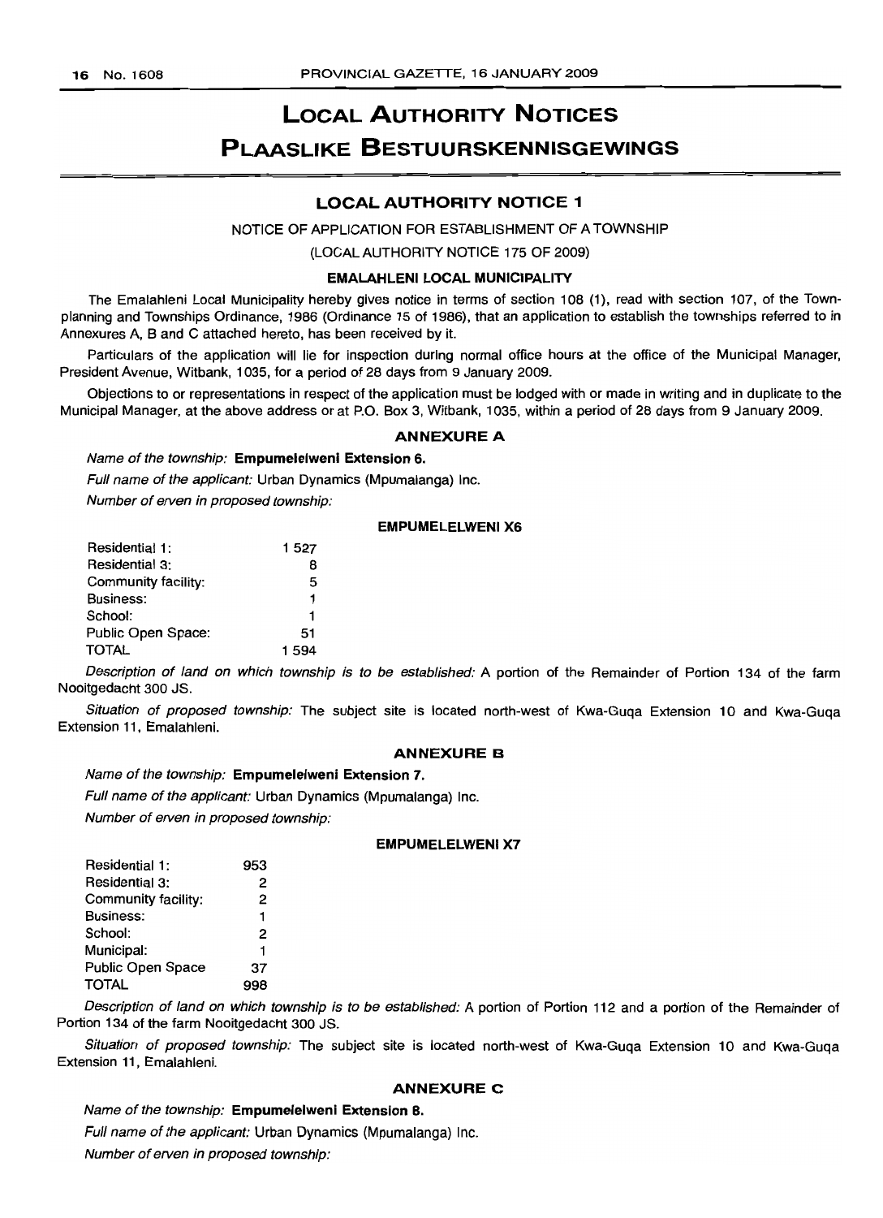# LOCAL AUTHORITY NOTICES

# PLAASLIKE BESTUURSKENNISGEWINGS

## LOCAL AUTHORITY NOTICE 1

NOTICE OF APPLICATION FOR ESTABLISHMENT OF A TOWNSHIP

(LOCAL AUTHORITY NOTICE 175 OF 2009)

**EMALAHLENI LOCAL MUNICIPALITY**

The Emalahleni Local Municipality hereby gives notice in terms of section 108 (1), read with section 107, of the Town-planning and Townships Ordinance, 1986 (Ordinance 15 of 1986), that an application to establish the townships referred to in Annexures A, B and C attached hereto, has been received by it.

Particulars of the application will lie for inspection during normal office hours at the office of the Municipal Manager, President Avenue, Witbank, 1035, for a period of 28 days from 9 January 2009.

Objections to or representations in respect of the application must be lodged with or made in writing and in duplicate to the Municipal Manager, at the above address or at P.O. Box 3, Witbank, 1035, within a period of 28 days from 9 January 2009.

### ANNEXURE A

*Name of the township:* **Empumelelweni Extension 6.**

*Full name of the applicant:* Urban Dynamics (Mpumalanga) Inc.

*Number of erven in proposed township:*

**EMPUMELELWENI X6**

| | |
|---|---|
| Residential 1: | 1 527 |
| Residential 3: | 8 |
| Community facility: | 5 |
| Business: | 1 |
| School: | 1 |
| Public Open Space: | 51 |
| TOTAL | 1 594 |

*Description of land on which township is to be established:* A portion of the Remainder of Portion 134 of the farm Nooitgedacht 300 JS.

*Situation of proposed township:* The subject site is located north-west of Kwa-Guqa Extension 10 and Kwa-Guqa Extension 11, Emalahleni.

### ANNEXURE B

*Name of the township:* **Empumelelweni Extension 7.**

*Full name of the applicant:* Urban Dynamics (Mpumalanga) Inc.

*Number of erven in proposed township:*

**EMPUMELELWENI X7**

| | |
|---|---|
| Residential 1: | 953 |
| Residential 3: | 2 |
| Community facility: | 2 |
| Business: | 1 |
| School: | 2 |
| Municipal: | 1 |
| Public Open Space | 37 |
| TOTAL | 998 |

*Description of land on which township is to be established:* A portion of Portion 112 and a portion of the Remainder of Portion 134 of the farm Nooitgedacht 300 JS.

*Situation of proposed township:* The subject site is located north-west of Kwa-Guqa Extension 10 and Kwa-Guqa Extension 11, Emalahleni.

### ANNEXURE C

*Name of the township:* **Empumelelweni Extension 8.**

*Full name of the applicant:* Urban Dynamics (Mpumalanga) Inc.

*Number of erven in proposed township:*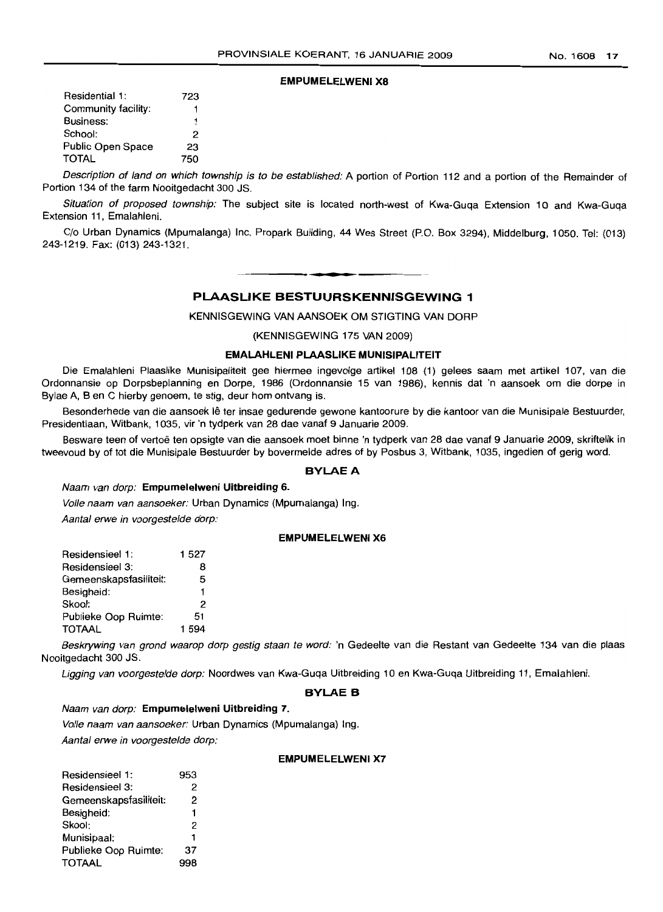**EMPUMELELWENI X8**

| | |
|---|---|
| Residential 1: | 723 |
| Community facility: | 1 |
| Business: | 1 |
| School: | 2 |
| Public Open Space | 23 |
| TOTAL | 750 |

*Description of land on which township is to be established:* A portion of Portion 112 and a portion of the Remainder of Portion 134 of the farm Nooitgedacht 300 JS.

*Situation of proposed township:* The subject site is located north-west of Kwa-Guqa Extension 10 and Kwa-Guqa Extension 11, Emalahleni.

C/o Urban Dynamics (Mpumalanga) Inc, Propark Building, 44 Wes Street (P.O. Box 3294), Middelburg, 1050. Tel: (013) 243-1219. Fax: (013) 243-1321.

---

## PLAASLIKE BESTUURSKENNISGEWING 1

KENNISGEWING VAN AANSOEK OM STIGTING VAN DORP

(KENNISGEWING 175 VAN 2009)

### EMALAHLENI PLAASLIKE MUNISIPALITEIT

Die Emalahleni Plaaslike Munisipaliteit gee hiermee ingevolge artikel 108 (1) gelees saam met artikel 107, van die Ordonnansie op Dorpsbeplanning en Dorpe, 1986 (Ordonnansie 15 van 1986), kennis dat 'n aansoek om die dorpe in Bylae A, B en C hierby genoem, te stig, deur hom ontvang is.

Besonderhede van die aansoek lê ter insae gedurende gewone kantoorure by die kantoor van die Munisipale Bestuurder, Presidentlaan, Witbank, 1035, vir 'n tydperk van 28 dae vanaf 9 Januarie 2009.

Besware teen of vertoë ten opsigte van die aansoek moet binne 'n tydperk van 28 dae vanaf 9 Januarie 2009, skriftelik in tweevoud by of tot die Munisipale Bestuurder by bovermelde adres of by Posbus 3, Witbank, 1035, ingedien of gerig word.

### BYLAE A

*Naam van dorp:* **Empumelelweni Uitbreiding 6.**

*Volle naam van aansoeker:* Urban Dynamics (Mpumalanga) Ing.

*Aantal erwe in voorgestelde dorp:*

**EMPUMELELWENI X6**

| | |
|---|---|
| Residensieel 1: | 1 527 |
| Residensieel 3: | 8 |
| Gemeenskapsfasiliteit: | 5 |
| Besigheid: | 1 |
| Skool: | 2 |
| Publieke Oop Ruimte: | 51 |
| TOTAAL | 1 594 |

*Beskrywing van grond waarop dorp gestig staan te word:* 'n Gedeelte van die Restant van Gedeelte 134 van die plaas Nooitgedacht 300 JS.

*Ligging van voorgestelde dorp:* Noordwes van Kwa-Guqa Uitbreiding 10 en Kwa-Guqa Uitbreiding 11, Emalahleni.

### BYLAE B

*Naam van dorp:* **Empumelelweni Uitbreiding 7.**

*Volle naam van aansoeker:* Urban Dynamics (Mpumalanga) Ing.

*Aantal erwe in voorgestelde dorp:*

**EMPUMELELWENI X7**

| | |
|---|---|
| Residensieel 1: | 953 |
| Residensieel 3: | 2 |
| Gemeenskapsfasiliteit: | 2 |
| Besigheid: | 1 |
| Skool: | 2 |
| Munisipaal: | 1 |
| Publieke Oop Ruimte: | 37 |
| TOTAAL | 998 |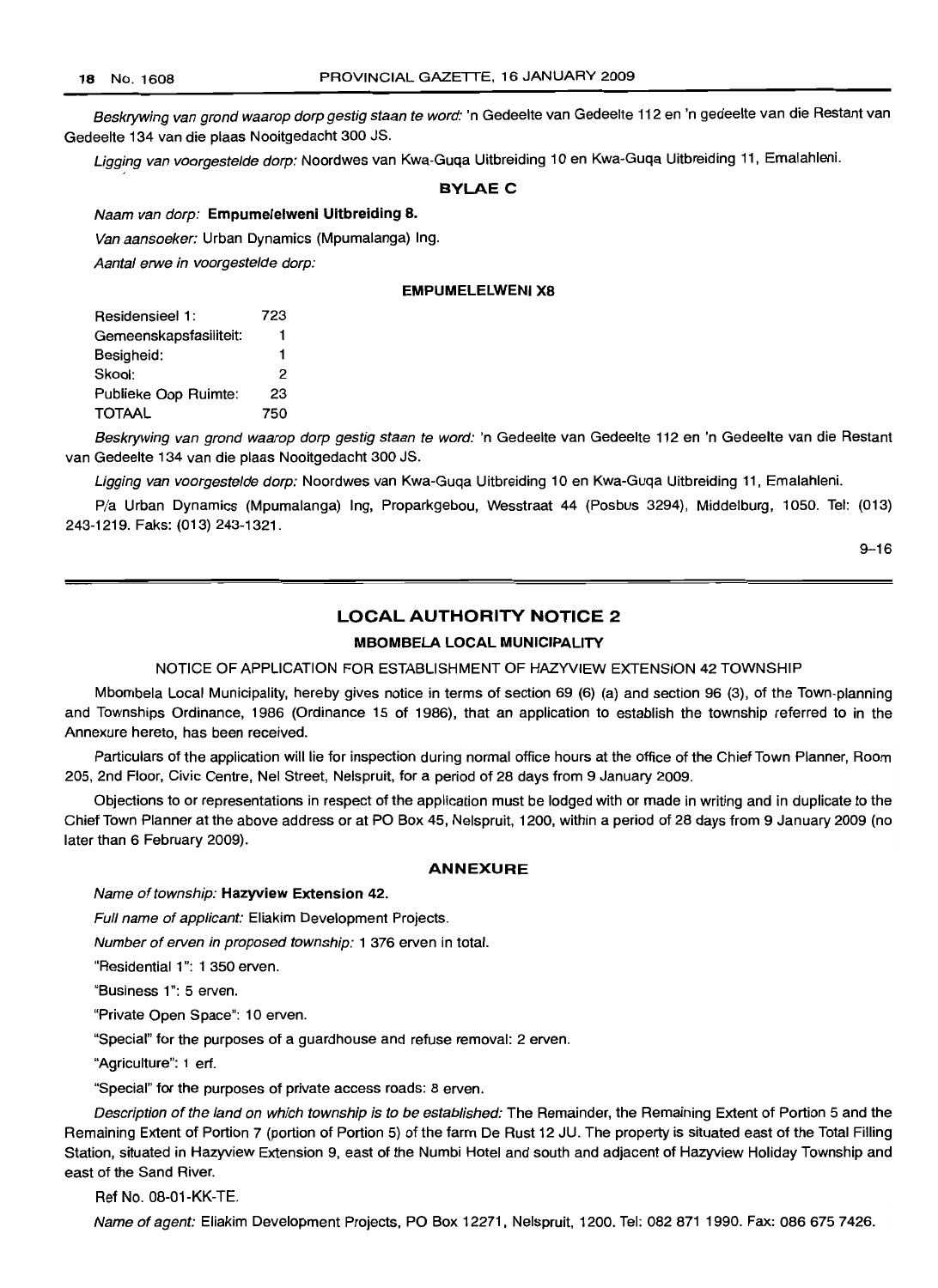*Beskrywing van grond waarop dorp gestig staan te word:* 'n Gedeelte van Gedeelte 112 en 'n gedeelte van die Restant van Gedeelte 134 van die plaas Nooitgedacht 300 JS.

*Ligging van voorgestelde dorp:* Noordwes van Kwa-Guqa Uitbreiding 10 en Kwa-Guqa Uitbreiding 11, Emalahleni.

### BYLAE C

*Naam van dorp:* **Empumelelweni Uitbreiding 8.**

*Van aansoeker:* Urban Dynamics (Mpumalanga) Ing.

*Aantal erwe in voorgestelde dorp:*

**EMPUMELELWENI X8**

| | |
|---|---|
| Residensieel 1: | 723 |
| Gemeenskapsfasiliteit: | 1 |
| Besigheid: | 1 |
| Skool: | 2 |
| Publieke Oop Ruimte: | 23 |
| TOTAAL | 750 |

*Beskrywing van grond waarop dorp gestig staan te word:* 'n Gedeelte van Gedeelte 112 en 'n Gedeelte van die Restant van Gedeelte 134 van die plaas Nooitgedacht 300 JS.

*Ligging van voorgestelde dorp:* Noordwes van Kwa-Guqa Uitbreiding 10 en Kwa-Guqa Uitbreiding 11, Emalahleni.

P/a Urban Dynamics (Mpumalanga) Ing, Proparkgebou, Wesstraat 44 (Posbus 3294), Middelburg, 1050. Tel: (013) 243-1219. Faks: (013) 243-1321.

9–16

## LOCAL AUTHORITY NOTICE 2

### MBOMBELA LOCAL MUNICIPALITY

NOTICE OF APPLICATION FOR ESTABLISHMENT OF HAZYVIEW EXTENSION 42 TOWNSHIP

Mbombela Local Municipality, hereby gives notice in terms of section 69 (6) (a) and section 96 (3), of the Town-planning and Townships Ordinance, 1986 (Ordinance 15 of 1986), that an application to establish the township referred to in the Annexure hereto, has been received.

Particulars of the application will lie for inspection during normal office hours at the office of the Chief Town Planner, Room 205, 2nd Floor, Civic Centre, Nel Street, Nelspruit, for a period of 28 days from 9 January 2009.

Objections to or representations in respect of the application must be lodged with or made in writing and in duplicate to the Chief Town Planner at the above address or at PO Box 45, Nelspruit, 1200, within a period of 28 days from 9 January 2009 (no later than 6 February 2009).

### ANNEXURE

*Name of township:* **Hazyview Extension 42.**

*Full name of applicant:* Eliakim Development Projects.

*Number of erven in proposed township:* 1 376 erven in total.

"Residential 1": 1 350 erven.

"Business 1": 5 erven.

"Private Open Space": 10 erven.

"Special" for the purposes of a guardhouse and refuse removal: 2 erven.

"Agriculture": 1 erf.

"Special" for the purposes of private access roads: 8 erven.

*Description of the land on which township is to be established:* The Remainder, the Remaining Extent of Portion 5 and the Remaining Extent of Portion 7 (portion of Portion 5) of the farm De Rust 12 JU. The property is situated east of the Total Filling Station, situated in Hazyview Extension 9, east of the Numbi Hotel and south and adjacent of Hazyview Holiday Township and east of the Sand River.

Ref No. 08-01-KK-TE.

*Name of agent:* Eliakim Development Projects, PO Box 12271, Nelspruit, 1200. Tel: 082 871 1990. Fax: 086 675 7426.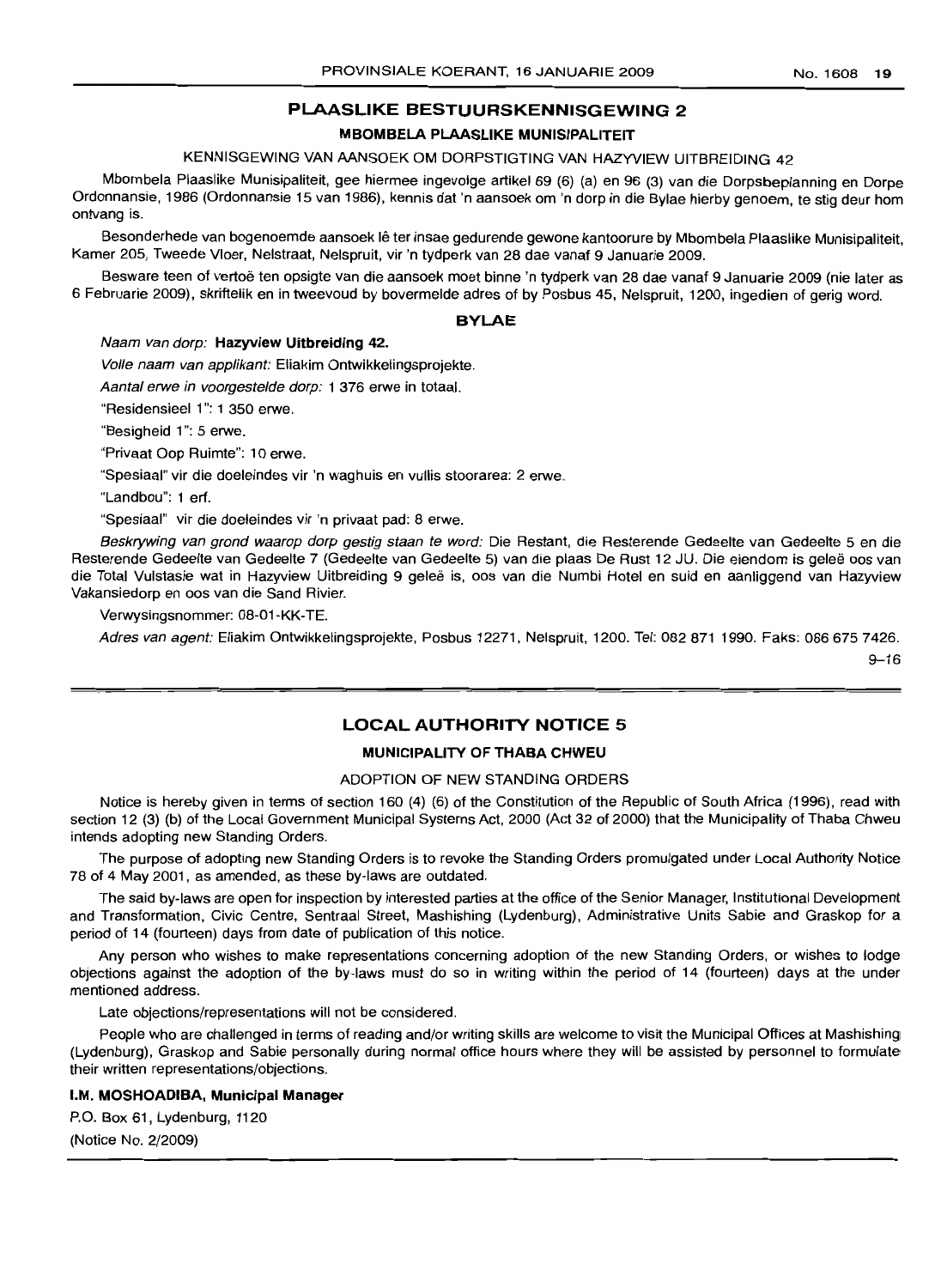## PLAASLIKE BESTUURSKENNISGEWING 2

### MBOMBELA PLAASLIKE MUNISIPALITEIT

KENNISGEWING VAN AANSOEK OM DORPSTIGTING VAN HAZYVIEW UITBREIDING 42

Mbombela Plaaslike Munisipaliteit, gee hiermee ingevolge artikel 69 (6) (a) en 96 (3) van die Dorpsbeplanning en Dorpe Ordonnansie, 1986 (Ordonnansie 15 van 1986), kennis dat 'n aansoek om 'n dorp in die Bylae hierby genoem, te stig deur hom ontvang is.

Besonderhede van bogenoemde aansoek lê ter insae gedurende gewone kantoorure by Mbombela Plaaslike Munisipaliteit, Kamer 205, Tweede Vloer, Nelstraat, Nelspruit, vir 'n tydperk van 28 dae vanaf 9 Januarie 2009.

Besware teen of vertoë ten opsigte van die aansoek moet binne 'n tydperk van 28 dae vanaf 9 Januarie 2009 (nie later as 6 Februarie 2009), skriftelik en in tweevoud by bovermelde adres of by Posbus 45, Nelspruit, 1200, ingedien of gerig word.

**BYLAE**

*Naam van dorp:* **Hazyview Uitbreiding 42.**

*Volle naam van applikant:* Eliakim Ontwikkelingsprojekte.

*Aantal erwe in voorgestelde dorp:* 1 376 erwe in totaal.

"Residensieel 1": 1 350 erwe.

"Besigheid 1": 5 erwe.

"Privaat Oop Ruimte": 10 erwe.

"Spesiaal" vir die doeleindes vir 'n waghuis en vullis stoorarea: 2 erwe.

"Landbou": 1 erf.

"Spesiaal" vir die doeleindes vir 'n privaat pad: 8 erwe.

*Beskrywing van grond waarop dorp gestig staan te word:* Die Restant, die Resterende Gedeelte van Gedeelte 5 en die Resterende Gedeelte van Gedeelte 7 (Gedeelte van Gedeelte 5) van die plaas De Rust 12 JU. Die eiendom is geleë oos van die Total Vulstasie wat in Hazyview Uitbreiding 9 geleë is, oos van die Numbi Hotel en suid en aanliggend van Hazyview Vakansiedorp en oos van die Sand Rivier.

Verwysingsnommer: 08-01-KK-TE.

*Adres van agent:* Eliakim Ontwikkelingsprojekte, Posbus 12271, Nelspruit, 1200. Tel: 082 871 1990. Faks: 086 675 7426.

9–16

## LOCAL AUTHORITY NOTICE 5

### MUNICIPALITY OF THABA CHWEU

ADOPTION OF NEW STANDING ORDERS

Notice is hereby given in terms of section 160 (4) (6) of the Constitution of the Republic of South Africa (1996), read with section 12 (3) (b) of the Local Government Municipal Systems Act, 2000 (Act 32 of 2000) that the Municipality of Thaba Chweu intends adopting new Standing Orders.

The purpose of adopting new Standing Orders is to revoke the Standing Orders promulgated under Local Authority Notice 78 of 4 May 2001, as amended, as these by-laws are outdated.

The said by-laws are open for inspection by interested parties at the office of the Senior Manager, Institutional Development and Transformation, Civic Centre, Sentraal Street, Mashishing (Lydenburg), Administrative Units Sabie and Graskop for a period of 14 (fourteen) days from date of publication of this notice.

Any person who wishes to make representations concerning adoption of the new Standing Orders, or wishes to lodge objections against the adoption of the by-laws must do so in writing within the period of 14 (fourteen) days at the under mentioned address.

Late objections/representations will not be considered.

People who are challenged in terms of reading and/or writing skills are welcome to visit the Municipal Offices at Mashishing (Lydenburg), Graskop and Sabie personally during normal office hours where they will be assisted by personnel to formulate their written representations/objections.

**I.M. MOSHOADIBA, Municipal Manager**

P.O. Box 61, Lydenburg, 1120

(Notice No. 2/2009)